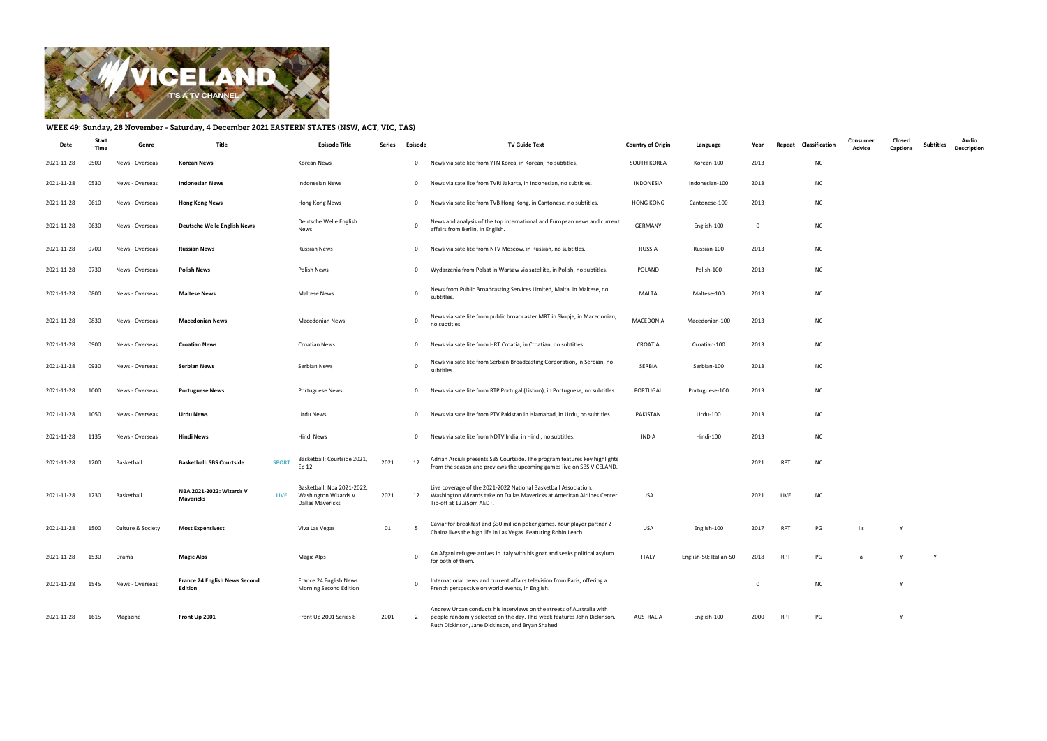## WEEK 49: Sunday, 28 November - Saturday, 4 December 2021 EASTERN STATES (NSW, ACT, VIC, TAS)

| Date | Start Time | Genre | Title | Episode Title | Series | Episode | TV Guide Text | Country of Origin | Language | Year | Repeat | Classification | Consumer Advice | Closed Captions | Subtitles | Audio Description |
|---|---|---|---|---|---|---|---|---|---|---|---|---|---|---|---|---|
| 2021-11-28 | 0500 | News - Overseas | **Korean News** | Korean News | | 0 | News via satellite from YTN Korea, in Korean, no subtitles. | SOUTH KOREA | Korean-100 | 2013 | | NC | | | | |
| 2021-11-28 | 0530 | News - Overseas | **Indonesian News** | Indonesian News | | 0 | News via satellite from TVRI Jakarta, in Indonesian, no subtitles. | INDONESIA | Indonesian-100 | 2013 | | NC | | | | |
| 2021-11-28 | 0610 | News - Overseas | **Hong Kong News** | Hong Kong News | | 0 | News via satellite from TVB Hong Kong, in Cantonese, no subtitles. | HONG KONG | Cantonese-100 | 2013 | | NC | | | | |
| 2021-11-28 | 0630 | News - Overseas | **Deutsche Welle English News** | Deutsche Welle English News | | 0 | News and analysis of the top international and European news and current affairs from Berlin, in English. | GERMANY | English-100 | 0 | | NC | | | | |
| 2021-11-28 | 0700 | News - Overseas | **Russian News** | Russian News | | 0 | News via satellite from NTV Moscow, in Russian, no subtitles. | RUSSIA | Russian-100 | 2013 | | NC | | | | |
| 2021-11-28 | 0730 | News - Overseas | **Polish News** | Polish News | | 0 | Wydarzenia from Polsat in Warsaw via satellite, in Polish, no subtitles. | POLAND | Polish-100 | 2013 | | NC | | | | |
| 2021-11-28 | 0800 | News - Overseas | **Maltese News** | Maltese News | | 0 | News from Public Broadcasting Services Limited, Malta, in Maltese, no subtitles. | MALTA | Maltese-100 | 2013 | | NC | | | | |
| 2021-11-28 | 0830 | News - Overseas | **Macedonian News** | Macedonian News | | 0 | News via satellite from public broadcaster MRT in Skopje, in Macedonian, no subtitles. | MACEDONIA | Macedonian-100 | 2013 | | NC | | | | |
| 2021-11-28 | 0900 | News - Overseas | **Croatian News** | Croatian News | | 0 | News via satellite from HRT Croatia, in Croatian, no subtitles. | CROATIA | Croatian-100 | 2013 | | NC | | | | |
| 2021-11-28 | 0930 | News - Overseas | **Serbian News** | Serbian News | | 0 | News via satellite from Serbian Broadcasting Corporation, in Serbian, no subtitles. | SERBIA | Serbian-100 | 2013 | | NC | | | | |
| 2021-11-28 | 1000 | News - Overseas | **Portuguese News** | Portuguese News | | 0 | News via satellite from RTP Portugal (Lisbon), in Portuguese, no subtitles. | PORTUGAL | Portuguese-100 | 2013 | | NC | | | | |
| 2021-11-28 | 1050 | News - Overseas | **Urdu News** | Urdu News | | 0 | News via satellite from PTV Pakistan in Islamabad, in Urdu, no subtitles. | PAKISTAN | Urdu-100 | 2013 | | NC | | | | |
| 2021-11-28 | 1135 | News - Overseas | **Hindi News** | Hindi News | | 0 | News via satellite from NDTV India, in Hindi, no subtitles. | INDIA | Hindi-100 | 2013 | | NC | | | | |
| 2021-11-28 | 1200 | Basketball | **Basketball: SBS Courtside** SPORT | Basketball: Courtside 2021, Ep 12 | 2021 | 12 | Adrian Arciuli presents SBS Courtside. The program features key highlights from the season and previews the upcoming games live on SBS VICELAND. | | | 2021 | RPT | NC | | | | |
| 2021-11-28 | 1230 | Basketball | **NBA 2021-2022: Wizards V Mavericks** LIVE | Basketball: Nba 2021-2022, Washington Wizards V Dallas Mavericks | 2021 | 12 | Live coverage of the 2021-2022 National Basketball Association. Washington Wizards take on Dallas Mavericks at American Airlines Center. Tip-off at 12.35pm AEDT. | USA | | 2021 | LIVE | NC | | | | |
| 2021-11-28 | 1500 | Culture & Society | **Most Expensivest** | Viva Las Vegas | 01 | 5 | Caviar for breakfast and $30 million poker games. Your player partner 2 Chainz lives the high life in Las Vegas. Featuring Robin Leach. | USA | English-100 | 2017 | RPT | PG | l s | Y | | |
| 2021-11-28 | 1530 | Drama | **Magic Alps** | Magic Alps | | 0 | An Afgani refugee arrives in Italy with his goat and seeks political asylum for both of them. | ITALY | English-50; Italian-50 | 2018 | RPT | PG | a | Y | Y | |
| 2021-11-28 | 1545 | News - Overseas | **France 24 English News Second Edition** | France 24 English News Morning Second Edition | | 0 | International news and current affairs television from Paris, offering a French perspective on world events, in English. | | | 0 | | NC | | Y | | |
| 2021-11-28 | 1615 | Magazine | **Front Up 2001** | Front Up 2001 Series 8 | 2001 | 2 | Andrew Urban conducts his interviews on the streets of Australia with people randomly selected on the day. This week features John Dickinson, Ruth Dickinson, Jane Dickinson, and Bryan Shahed. | AUSTRALIA | English-100 | 2000 | RPT | PG | | Y | | |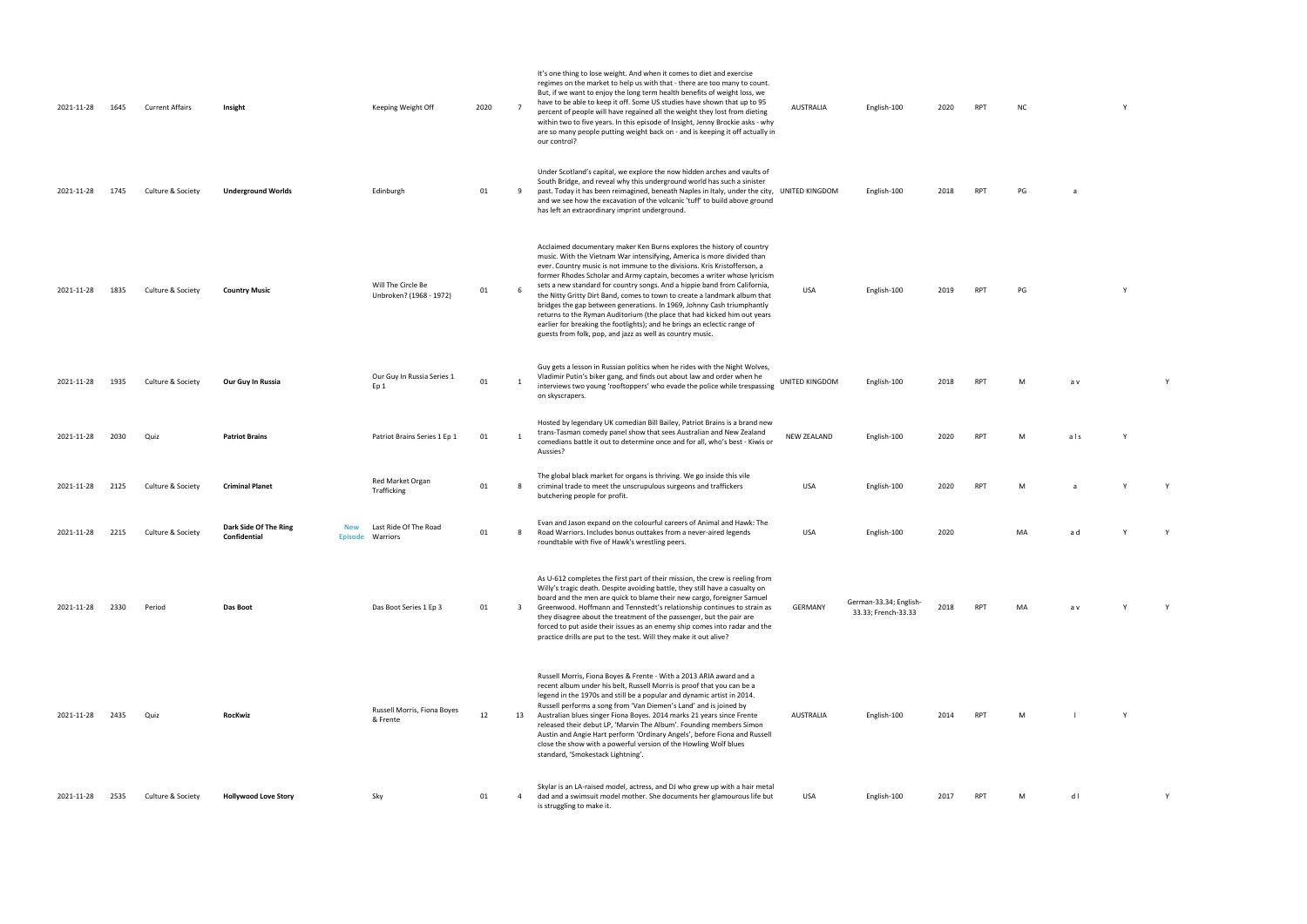| | | | | | | | | | | | | | | | | |
|---|---|---|---|---|---|---|---|---|---|---|---|---|---|---|---|---|
| 2021-11-28 | 1645 | Current Affairs | **Insight** | | Keeping Weight Off | 2020 | 7 | It's one thing to lose weight. And when it comes to diet and exercise regimes on the market to help us with that - there are too many to count. But, if we want to enjoy the long term health benefits of weight loss, we have to be able to keep it off. Some US studies have shown that up to 95 percent of people will have regained all the weight they lost from dieting within two to five years. In this episode of Insight, Jenny Brockie asks - why are so many people putting weight back on - and is keeping it off actually in our control? | AUSTRALIA | English-100 | 2020 | RPT | NC | | Y | |
| 2021-11-28 | 1745 | Culture & Society | **Underground Worlds** | | Edinburgh | 01 | 9 | Under Scotland's capital, we explore the now hidden arches and vaults of South Bridge, and reveal why this underground world has such a sinister past. Today it has been reimagined, beneath Naples in Italy, under the city, and we see how the excavation of the volcanic 'tuff' to build above ground has left an extraordinary imprint underground. | UNITED KINGDOM | English-100 | 2018 | RPT | PG | a | | |
| 2021-11-28 | 1835 | Culture & Society | **Country Music** | | Will The Circle Be Unbroken? (1968 - 1972) | 01 | 6 | Acclaimed documentary maker Ken Burns explores the history of country music. With the Vietnam War intensifying, America is more divided than ever. Country music is not immune to the divisions. Kris Kristofferson, a former Rhodes Scholar and Army captain, becomes a writer whose lyricism sets a new standard for country songs. And a hippie band from California, the Nitty Gritty Dirt Band, comes to town to create a landmark album that bridges the gap between generations. In 1969, Johnny Cash triumphantly returns to the Ryman Auditorium (the place that had kicked him out years earlier for breaking the footlights); and he brings an eclectic range of guests from folk, pop, and jazz as well as country music. | USA | English-100 | 2019 | RPT | PG | | Y | |
| 2021-11-28 | 1935 | Culture & Society | **Our Guy In Russia** | | Our Guy In Russia Series 1 Ep 1 | 01 | 1 | Guy gets a lesson in Russian politics when he rides with the Night Wolves, Vladimir Putin's biker gang, and finds out about law and order when he interviews two young 'rooftoppers' who evade the police while trespassing on skyscrapers. | UNITED KINGDOM | English-100 | 2018 | RPT | M | a v | | Y |
| 2021-11-28 | 2030 | Quiz | **Patriot Brains** | | Patriot Brains Series 1 Ep 1 | 01 | 1 | Hosted by legendary UK comedian Bill Bailey, Patriot Brains is a brand new trans-Tasman comedy panel show that sees Australian and New Zealand comedians battle it out to determine once and for all, who's best - Kiwis or Aussies? | NEW ZEALAND | English-100 | 2020 | RPT | M | a l s | Y | |
| 2021-11-28 | 2125 | Culture & Society | **Criminal Planet** | | Red Market Organ Trafficking | 01 | 8 | The global black market for organs is thriving. We go inside this vile criminal trade to meet the unscrupulous surgeons and traffickers butchering people for profit. | USA | English-100 | 2020 | RPT | M | a | Y | Y |
| 2021-11-28 | 2215 | Culture & Society | **Dark Side Of The Ring Confidential** | New Episode | Last Ride Of The Road Warriors | 01 | 8 | Evan and Jason expand on the colourful careers of Animal and Hawk: The Road Warriors. Includes bonus outtakes from a never-aired legends roundtable with five of Hawk's wrestling peers. | USA | English-100 | 2020 | | MA | a d | Y | Y |
| 2021-11-28 | 2330 | Period | **Das Boot** | | Das Boot Series 1 Ep 3 | 01 | 3 | As U-612 completes the first part of their mission, the crew is reeling from Willy's tragic death. Despite avoiding battle, they still have a casualty on board and the men are quick to blame their new cargo, foreigner Samuel Greenwood. Hoffmann and Tennstedt's relationship continues to strain as they disagree about the treatment of the passenger, but the pair are forced to put aside their issues as an enemy ship comes into radar and the practice drills are put to the test. Will they make it out alive? | GERMANY | German-33.34; English-33.33; French-33.33 | 2018 | RPT | MA | a v | Y | Y |
| 2021-11-28 | 2435 | Quiz | **RocKwiz** | | Russell Morris, Fiona Boyes & Frente | 12 | 13 | Russell Morris, Fiona Boyes & Frente - With a 2013 ARIA award and a recent album under his belt, Russell Morris is proof that you can be a legend in the 1970s and still be a popular and dynamic artist in 2014. Russell performs a song from 'Van Diemen's Land' and is joined by Australian blues singer Fiona Boyes. 2014 marks 21 years since Frente released their debut LP, 'Marvin The Album'. Founding members Simon Austin and Angie Hart perform 'Ordinary Angels', before Fiona and Russell close the show with a powerful version of the Howling Wolf blues standard, 'Smokestack Lightning'. | AUSTRALIA | English-100 | 2014 | RPT | M | l | Y | |
| 2021-11-28 | 2535 | Culture & Society | **Hollywood Love Story** | | Sky | 01 | 4 | Skylar is an LA-raised model, actress, and DJ who grew up with a hair metal dad and a swimsuit model mother. She documents her glamourous life but is struggling to make it. | USA | English-100 | 2017 | RPT | M | d l | | Y |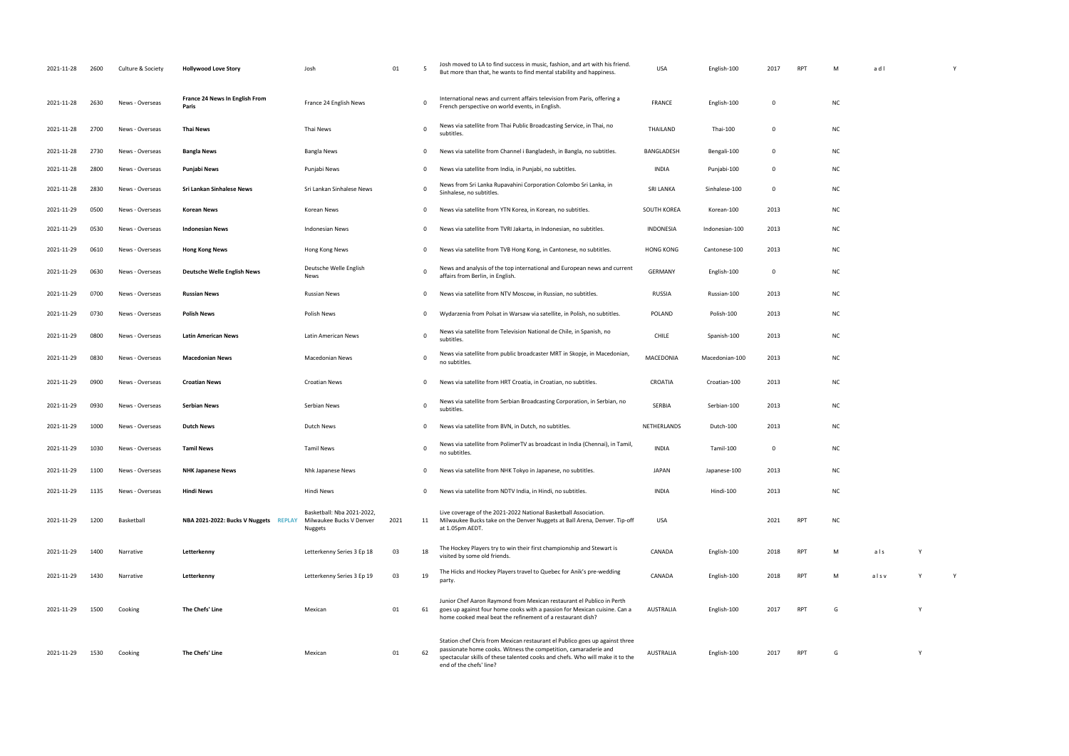| 2021-11-28 | 2600 | Culture & Society | **Hollywood Love Story** | Josh | 01 | 5 | Josh moved to LA to find success in music, fashion, and art with his friend. But more than that, he wants to find mental stability and happiness. | USA | English-100 | 2017 | RPT | M | a d l | | Y |
|---|---|---|---|---|---|---|---|---|---|---|---|---|---|---|---|
| 2021-11-28 | 2630 | News - Overseas | **France 24 News In English From Paris** | France 24 English News | | 0 | International news and current affairs television from Paris, offering a French perspective on world events, in English. | FRANCE | English-100 | 0 | | NC | | | |
| 2021-11-28 | 2700 | News - Overseas | **Thai News** | Thai News | | 0 | News via satellite from Thai Public Broadcasting Service, in Thai, no subtitles. | THAILAND | Thai-100 | 0 | | NC | | | |
| 2021-11-28 | 2730 | News - Overseas | **Bangla News** | Bangla News | | 0 | News via satellite from Channel i Bangladesh, in Bangla, no subtitles. | BANGLADESH | Bengali-100 | 0 | | NC | | | |
| 2021-11-28 | 2800 | News - Overseas | **Punjabi News** | Punjabi News | | 0 | News via satellite from India, in Punjabi, no subtitles. | INDIA | Punjabi-100 | 0 | | NC | | | |
| 2021-11-28 | 2830 | News - Overseas | **Sri Lankan Sinhalese News** | Sri Lankan Sinhalese News | | 0 | News from Sri Lanka Rupavahini Corporation Colombo Sri Lanka, in Sinhalese, no subtitles. | SRI LANKA | Sinhalese-100 | 0 | | NC | | | |
| 2021-11-29 | 0500 | News - Overseas | **Korean News** | Korean News | | 0 | News via satellite from YTN Korea, in Korean, no subtitles. | SOUTH KOREA | Korean-100 | 2013 | | NC | | | |
| 2021-11-29 | 0530 | News - Overseas | **Indonesian News** | Indonesian News | | 0 | News via satellite from TVRI Jakarta, in Indonesian, no subtitles. | INDONESIA | Indonesian-100 | 2013 | | NC | | | |
| 2021-11-29 | 0610 | News - Overseas | **Hong Kong News** | Hong Kong News | | 0 | News via satellite from TVB Hong Kong, in Cantonese, no subtitles. | HONG KONG | Cantonese-100 | 2013 | | NC | | | |
| 2021-11-29 | 0630 | News - Overseas | **Deutsche Welle English News** | Deutsche Welle English News | | 0 | News and analysis of the top international and European news and current affairs from Berlin, in English. | GERMANY | English-100 | 0 | | NC | | | |
| 2021-11-29 | 0700 | News - Overseas | **Russian News** | Russian News | | 0 | News via satellite from NTV Moscow, in Russian, no subtitles. | RUSSIA | Russian-100 | 2013 | | NC | | | |
| 2021-11-29 | 0730 | News - Overseas | **Polish News** | Polish News | | 0 | Wydarzenia from Polsat in Warsaw via satellite, in Polish, no subtitles. | POLAND | Polish-100 | 2013 | | NC | | | |
| 2021-11-29 | 0800 | News - Overseas | **Latin American News** | Latin American News | | 0 | News via satellite from Television National de Chile, in Spanish, no subtitles. | CHILE | Spanish-100 | 2013 | | NC | | | |
| 2021-11-29 | 0830 | News - Overseas | **Macedonian News** | Macedonian News | | 0 | News via satellite from public broadcaster MRT in Skopje, in Macedonian, no subtitles. | MACEDONIA | Macedonian-100 | 2013 | | NC | | | |
| 2021-11-29 | 0900 | News - Overseas | **Croatian News** | Croatian News | | 0 | News via satellite from HRT Croatia, in Croatian, no subtitles. | CROATIA | Croatian-100 | 2013 | | NC | | | |
| 2021-11-29 | 0930 | News - Overseas | **Serbian News** | Serbian News | | 0 | News via satellite from Serbian Broadcasting Corporation, in Serbian, no subtitles. | SERBIA | Serbian-100 | 2013 | | NC | | | |
| 2021-11-29 | 1000 | News - Overseas | **Dutch News** | Dutch News | | 0 | News via satellite from BVN, in Dutch, no subtitles. | NETHERLANDS | Dutch-100 | 2013 | | NC | | | |
| 2021-11-29 | 1030 | News - Overseas | **Tamil News** | Tamil News | | 0 | News via satellite from PolimerTV as broadcast in India (Chennai), in Tamil, no subtitles. | INDIA | Tamil-100 | 0 | | NC | | | |
| 2021-11-29 | 1100 | News - Overseas | **NHK Japanese News** | Nhk Japanese News | | 0 | News via satellite from NHK Tokyo in Japanese, no subtitles. | JAPAN | Japanese-100 | 2013 | | NC | | | |
| 2021-11-29 | 1135 | News - Overseas | **Hindi News** | Hindi News | | 0 | News via satellite from NDTV India, in Hindi, no subtitles. | INDIA | Hindi-100 | 2013 | | NC | | | |
| 2021-11-29 | 1200 | Basketball | **NBA 2021-2022: Bucks V Nuggets REPLAY** | Basketball: Nba 2021-2022, Milwaukee Bucks V Denver Nuggets | 2021 | 11 | Live coverage of the 2021-2022 National Basketball Association. Milwaukee Bucks take on the Denver Nuggets at Ball Arena, Denver. Tip-off at 1.05pm AEDT. | USA | | 2021 | RPT | NC | | | |
| 2021-11-29 | 1400 | Narrative | **Letterkenny** | Letterkenny Series 3 Ep 18 | 03 | 18 | The Hockey Players try to win their first championship and Stewart is visited by some old friends. | CANADA | English-100 | 2018 | RPT | M | a l s | Y | |
| 2021-11-29 | 1430 | Narrative | **Letterkenny** | Letterkenny Series 3 Ep 19 | 03 | 19 | The Hicks and Hockey Players travel to Quebec for Anik's pre-wedding party. | CANADA | English-100 | 2018 | RPT | M | a l s v | Y | Y |
| 2021-11-29 | 1500 | Cooking | **The Chefs' Line** | Mexican | 01 | 61 | Junior Chef Aaron Raymond from Mexican restaurant el Publico in Perth goes up against four home cooks with a passion for Mexican cuisine. Can a home cooked meal beat the refinement of a restaurant dish? | AUSTRALIA | English-100 | 2017 | RPT | G | | Y | |
| 2021-11-29 | 1530 | Cooking | **The Chefs' Line** | Mexican | 01 | 62 | Station chef Chris from Mexican restaurant el Publico goes up against three passionate home cooks. Witness the competition, camaraderie and spectacular skills of these talented cooks and chefs. Who will make it to the end of the chefs' line? | AUSTRALIA | English-100 | 2017 | RPT | G | | Y | |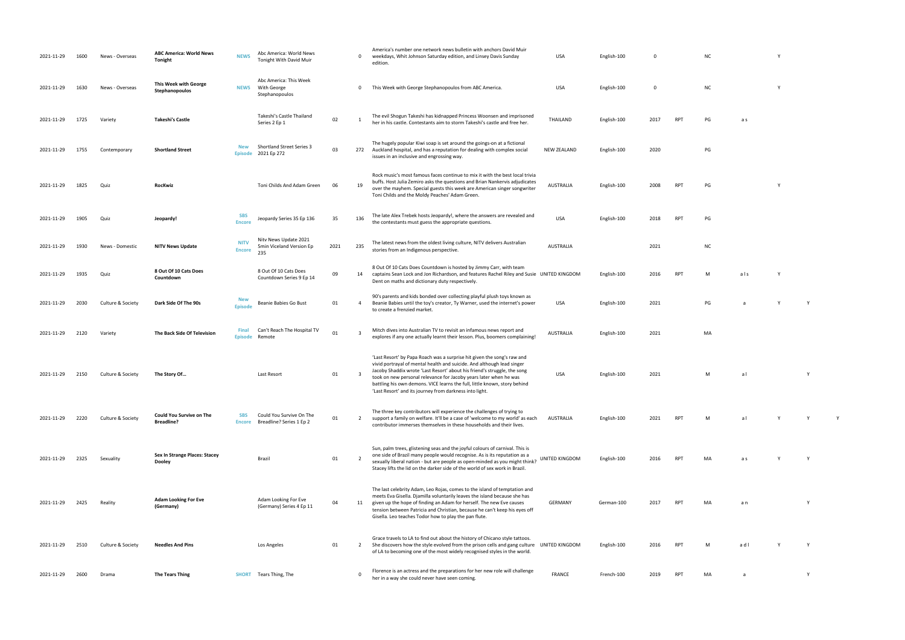| | | | | | | | | | | | | | | | | | | |
|---|---|---|---|---|---|---|---|---|---|---|---|---|---|---|---|---|---|---|
| 2021-11-29 | 1600 | News - Overseas | **ABC America: World News Tonight** | NEWS | Abc America: World News Tonight With David Muir | | 0 | America's number one network news bulletin with anchors David Muir weekdays, Whit Johnson Saturday edition, and Linsey Davis Sunday edition. | USA | English-100 | 0 | | NC | | | Y | | |
| 2021-11-29 | 1630 | News - Overseas | **This Week with George Stephanopoulos** | NEWS | Abc America: This Week With George Stephanopoulos | | 0 | This Week with George Stephanopoulos from ABC America. | USA | English-100 | 0 | | NC | | | Y | | |
| 2021-11-29 | 1725 | Variety | **Takeshi's Castle** | | Takeshi's Castle Thailand Series 2 Ep 1 | 02 | 1 | The evil Shogun Takeshi has kidnapped Princess Woonsen and imprisoned her in his castle. Contestants aim to storm Takeshi's castle and free her. | THAILAND | English-100 | 2017 | RPT | PG | a s | | | | |
| 2021-11-29 | 1755 | Contemporary | **Shortland Street** | New Episode | Shortland Street Series 3 2021 Ep 272 | 03 | 272 | The hugely popular Kiwi soap is set around the goings-on at a fictional Auckland hospital, and has a reputation for dealing with complex social issues in an inclusive and engrossing way. | NEW ZEALAND | English-100 | 2020 | | PG | | | | | |
| 2021-11-29 | 1825 | Quiz | **RocKwiz** | | Toni Childs And Adam Green | 06 | 19 | Rock music's most famous faces continue to mix it with the best local trivia buffs. Host Julia Zemiro asks the questions and Brian Nankervis adjudicates over the mayhem. Special guests this week are American singer songwriter Toni Childs and the Moldy Peaches' Adam Green. | AUSTRALIA | English-100 | 2008 | RPT | PG | | | Y | | |
| 2021-11-29 | 1905 | Quiz | **Jeopardy!** | SBS Encore | Jeopardy Series 35 Ep 136 | 35 | 136 | The late Alex Trebek hosts Jeopardy!, where the answers are revealed and the contestants must guess the appropriate questions. | USA | English-100 | 2018 | RPT | PG | | | | | |
| 2021-11-29 | 1930 | News - Domestic | **NITV News Update** | NITV Encore | Nitv News Update 2021 5min Viceland Version Ep 235 | 2021 | 235 | The latest news from the oldest living culture, NITV delivers Australian stories from an Indigenous perspective. | AUSTRALIA | | 2021 | | NC | | | | | |
| 2021-11-29 | 1935 | Quiz | **8 Out Of 10 Cats Does Countdown** | | 8 Out Of 10 Cats Does Countdown Series 9 Ep 14 | 09 | 14 | 8 Out Of 10 Cats Does Countdown is hosted by Jimmy Carr, with team captains Sean Lock and Jon Richardson, and features Rachel Riley and Susie Dent on maths and dictionary duty respectively. | UNITED KINGDOM | English-100 | 2016 | RPT | M | a l s | Y | | | |
| 2021-11-29 | 2030 | Culture & Society | **Dark Side Of The 90s** | New Episode | Beanie Babies Go Bust | 01 | 4 | 90's parents and kids bonded over collecting playful plush toys known as Beanie Babies until the toy's creator, Ty Warner, used the internet's power to create a frenzied market. | USA | English-100 | 2021 | | PG | a | | Y | Y | |
| 2021-11-29 | 2120 | Variety | **The Back Side Of Television** | Final Episode | Can't Reach The Hospital TV Remote | 01 | 3 | Mitch dives into Australian TV to revisit an infamous news report and explores if any one actually learnt their lesson. Plus, boomers complaining! | AUSTRALIA | English-100 | 2021 | | MA | | | | | |
| 2021-11-29 | 2150 | Culture & Society | **The Story Of...** | | Last Resort | 01 | 3 | 'Last Resort' by Papa Roach was a surprise hit given the song's raw and vivid portrayal of mental health and suicide. And although lead singer Jacoby Shaddix wrote 'Last Resort' about his friend's struggle, the song took on new personal relevance for Jacoby years later when he was battling his own demons. VICE learns the full, little known, story behind 'Last Resort' and its journey from darkness into light. | USA | English-100 | 2021 | | M | a l | | | Y | |
| 2021-11-29 | 2220 | Culture & Society | **Could You Survive on The Breadline?** | SBS Encore | Could You Survive On The Breadline? Series 1 Ep 2 | 01 | 2 | The three key contributors will experience the challenges of trying to support a family on welfare. It'll be a case of 'welcome to my world' as each contributor immerses themselves in these households and their lives. | AUSTRALIA | English-100 | 2021 | RPT | M | a l | Y | | Y | Y |
| 2021-11-29 | 2325 | Sexuality | **Sex In Strange Places: Stacey Dooley** | | Brazil | 01 | 2 | Sun, palm trees, glistening seas and the joyful colours of carnival. This is one side of Brazil many people would recognise. As is its reputation as a sexually liberal nation - but are people as open-minded as you might think? Stacey lifts the lid on the darker side of the world of sex work in Brazil. | UNITED KINGDOM | English-100 | 2016 | RPT | MA | a s | Y | | Y | |
| 2021-11-29 | 2425 | Reality | **Adam Looking For Eve (Germany)** | | Adam Looking For Eve (Germany) Series 4 Ep 11 | 04 | 11 | The last celebrity Adam, Leo Rojas, comes to the island of temptation and meets Eva Gisella. Djamilla voluntarily leaves the island because she has given up the hope of finding an Adam for herself. The new Eve causes tension between Patricia and Christian, because he can't keep his eyes off Gisella. Leo teaches Todor how to play the pan flute. | GERMANY | German-100 | 2017 | RPT | MA | a n | | | Y | |
| 2021-11-29 | 2510 | Culture & Society | **Needles And Pins** | | Los Angeles | 01 | 2 | Grace travels to LA to find out about the history of Chicano style tattoos. She discovers how the style evolved from the prison cells and gang culture of LA to becoming one of the most widely recognised styles in the world. | UNITED KINGDOM | English-100 | 2016 | RPT | M | a d l | Y | | Y | |
| 2021-11-29 | 2600 | Drama | **The Tears Thing** | SHORT | Tears Thing, The | | 0 | Florence is an actress and the preparations for her new role will challenge her in a way she could never have seen coming. | FRANCE | French-100 | 2019 | RPT | MA | a | | | Y | |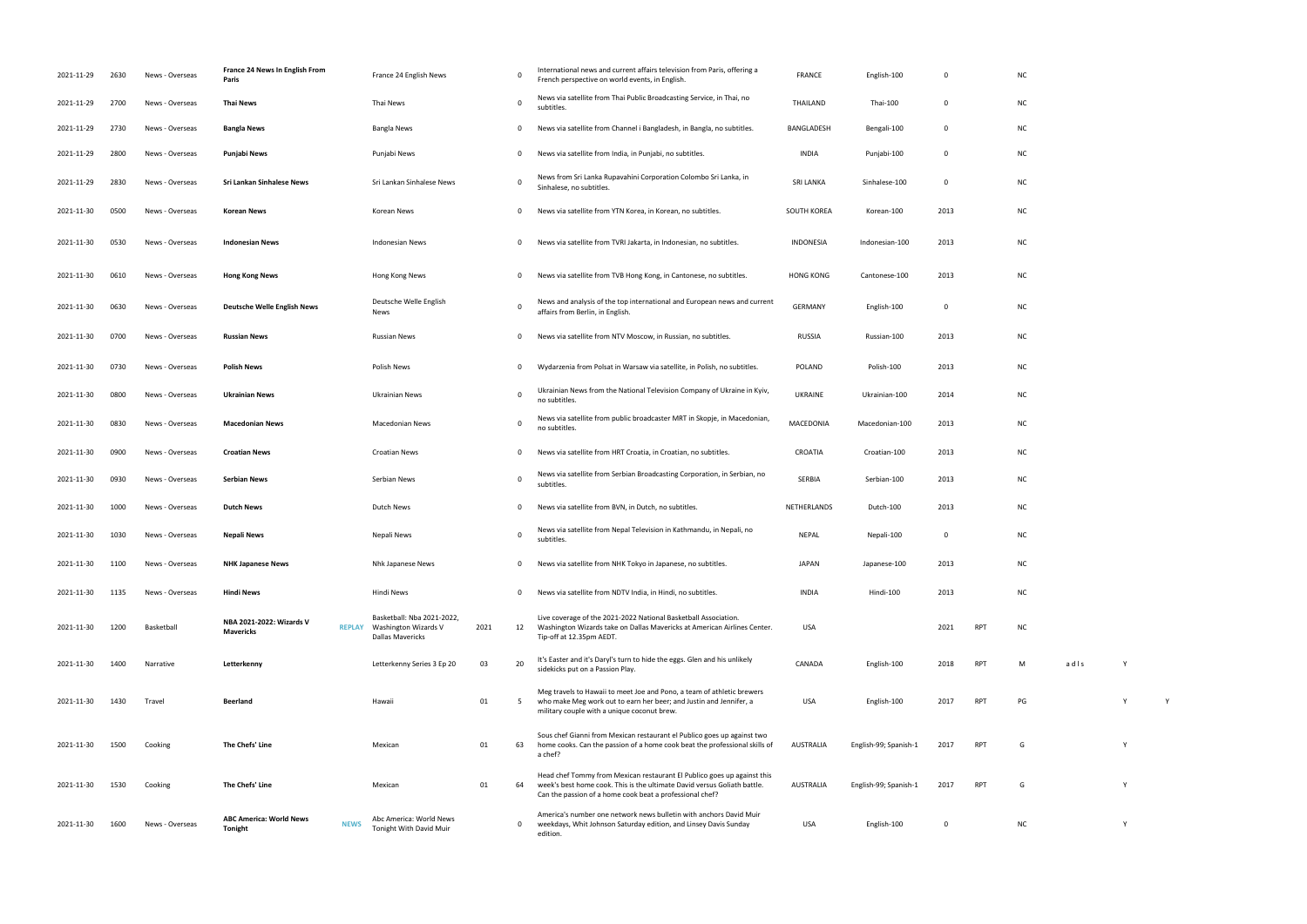| | | | | | | | | | | | | | | | | |
|---|---|---|---|---|---|---|---|---|---|---|---|---|---|---|---|---|
| 2021-11-29 | 2630 | News - Overseas | **France 24 News In English From Paris** | | France 24 English News | | 0 | International news and current affairs television from Paris, offering a French perspective on world events, in English. | FRANCE | English-100 | 0 | | NC | | | |
| 2021-11-29 | 2700 | News - Overseas | **Thai News** | | Thai News | | 0 | News via satellite from Thai Public Broadcasting Service, in Thai, no subtitles. | THAILAND | Thai-100 | 0 | | NC | | | |
| 2021-11-29 | 2730 | News - Overseas | **Bangla News** | | Bangla News | | 0 | News via satellite from Channel i Bangladesh, in Bangla, no subtitles. | BANGLADESH | Bengali-100 | 0 | | NC | | | |
| 2021-11-29 | 2800 | News - Overseas | **Punjabi News** | | Punjabi News | | 0 | News via satellite from India, in Punjabi, no subtitles. | INDIA | Punjabi-100 | 0 | | NC | | | |
| 2021-11-29 | 2830 | News - Overseas | **Sri Lankan Sinhalese News** | | Sri Lankan Sinhalese News | | 0 | News from Sri Lanka Rupavahini Corporation Colombo Sri Lanka, in Sinhalese, no subtitles. | SRI LANKA | Sinhalese-100 | 0 | | NC | | | |
| 2021-11-30 | 0500 | News - Overseas | **Korean News** | | Korean News | | 0 | News via satellite from YTN Korea, in Korean, no subtitles. | SOUTH KOREA | Korean-100 | 2013 | | NC | | | |
| 2021-11-30 | 0530 | News - Overseas | **Indonesian News** | | Indonesian News | | 0 | News via satellite from TVRI Jakarta, in Indonesian, no subtitles. | INDONESIA | Indonesian-100 | 2013 | | NC | | | |
| 2021-11-30 | 0610 | News - Overseas | **Hong Kong News** | | Hong Kong News | | 0 | News via satellite from TVB Hong Kong, in Cantonese, no subtitles. | HONG KONG | Cantonese-100 | 2013 | | NC | | | |
| 2021-11-30 | 0630 | News - Overseas | **Deutsche Welle English News** | | Deutsche Welle English News | | 0 | News and analysis of the top international and European news and current affairs from Berlin, in English. | GERMANY | English-100 | 0 | | NC | | | |
| 2021-11-30 | 0700 | News - Overseas | **Russian News** | | Russian News | | 0 | News via satellite from NTV Moscow, in Russian, no subtitles. | RUSSIA | Russian-100 | 2013 | | NC | | | |
| 2021-11-30 | 0730 | News - Overseas | **Polish News** | | Polish News | | 0 | Wydarzenia from Polsat in Warsaw via satellite, in Polish, no subtitles. | POLAND | Polish-100 | 2013 | | NC | | | |
| 2021-11-30 | 0800 | News - Overseas | **Ukrainian News** | | Ukrainian News | | 0 | Ukrainian News from the National Television Company of Ukraine in Kyiv, no subtitles. | UKRAINE | Ukrainian-100 | 2014 | | NC | | | |
| 2021-11-30 | 0830 | News - Overseas | **Macedonian News** | | Macedonian News | | 0 | News via satellite from public broadcaster MRT in Skopje, in Macedonian, no subtitles. | MACEDONIA | Macedonian-100 | 2013 | | NC | | | |
| 2021-11-30 | 0900 | News - Overseas | **Croatian News** | | Croatian News | | 0 | News via satellite from HRT Croatia, in Croatian, no subtitles. | CROATIA | Croatian-100 | 2013 | | NC | | | |
| 2021-11-30 | 0930 | News - Overseas | **Serbian News** | | Serbian News | | 0 | News via satellite from Serbian Broadcasting Corporation, in Serbian, no subtitles. | SERBIA | Serbian-100 | 2013 | | NC | | | |
| 2021-11-30 | 1000 | News - Overseas | **Dutch News** | | Dutch News | | 0 | News via satellite from BVN, in Dutch, no subtitles. | NETHERLANDS | Dutch-100 | 2013 | | NC | | | |
| 2021-11-30 | 1030 | News - Overseas | **Nepali News** | | Nepali News | | 0 | News via satellite from Nepal Television in Kathmandu, in Nepali, no subtitles. | NEPAL | Nepali-100 | 0 | | NC | | | |
| 2021-11-30 | 1100 | News - Overseas | **NHK Japanese News** | | Nhk Japanese News | | 0 | News via satellite from NHK Tokyo in Japanese, no subtitles. | JAPAN | Japanese-100 | 2013 | | NC | | | |
| 2021-11-30 | 1135 | News - Overseas | **Hindi News** | | Hindi News | | 0 | News via satellite from NDTV India, in Hindi, no subtitles. | INDIA | Hindi-100 | 2013 | | NC | | | |
| 2021-11-30 | 1200 | Basketball | **NBA 2021-2022: Wizards V Mavericks** | **REPLAY** | Basketball: Nba 2021-2022, Washington Wizards V Dallas Mavericks | 2021 | 12 | Live coverage of the 2021-2022 National Basketball Association. Washington Wizards take on Dallas Mavericks at American Airlines Center. Tip-off at 12.35pm AEDT. | USA | | 2021 | RPT | NC | | | |
| 2021-11-30 | 1400 | Narrative | **Letterkenny** | | Letterkenny Series 3 Ep 20 | 03 | 20 | It's Easter and it's Daryl's turn to hide the eggs. Glen and his unlikely sidekicks put on a Passion Play. | CANADA | English-100 | 2018 | RPT | M | a d l s | Y | |
| 2021-11-30 | 1430 | Travel | **Beerland** | | Hawaii | 01 | 5 | Meg travels to Hawaii to meet Joe and Pono, a team of athletic brewers who make Meg work out to earn her beer; and Justin and Jennifer, a military couple with a unique coconut brew. | USA | English-100 | 2017 | RPT | PG | | Y | Y |
| 2021-11-30 | 1500 | Cooking | **The Chefs' Line** | | Mexican | 01 | 63 | Sous chef Gianni from Mexican restaurant el Publico goes up against two home cooks. Can the passion of a home cook beat the professional skills of a chef? | AUSTRALIA | English-99; Spanish-1 | 2017 | RPT | G | | Y | |
| 2021-11-30 | 1530 | Cooking | **The Chefs' Line** | | Mexican | 01 | 64 | Head chef Tommy from Mexican restaurant El Publico goes up against this week's best home cook. This is the ultimate David versus Goliath battle. Can the passion of a home cook beat a professional chef? | AUSTRALIA | English-99; Spanish-1 | 2017 | RPT | G | | Y | |
| 2021-11-30 | 1600 | News - Overseas | **ABC America: World News Tonight** | **NEWS** | Abc America: World News Tonight With David Muir | | 0 | America's number one network news bulletin with anchors David Muir weekdays, Whit Johnson Saturday edition, and Linsey Davis Sunday edition. | USA | English-100 | 0 | | NC | | Y | |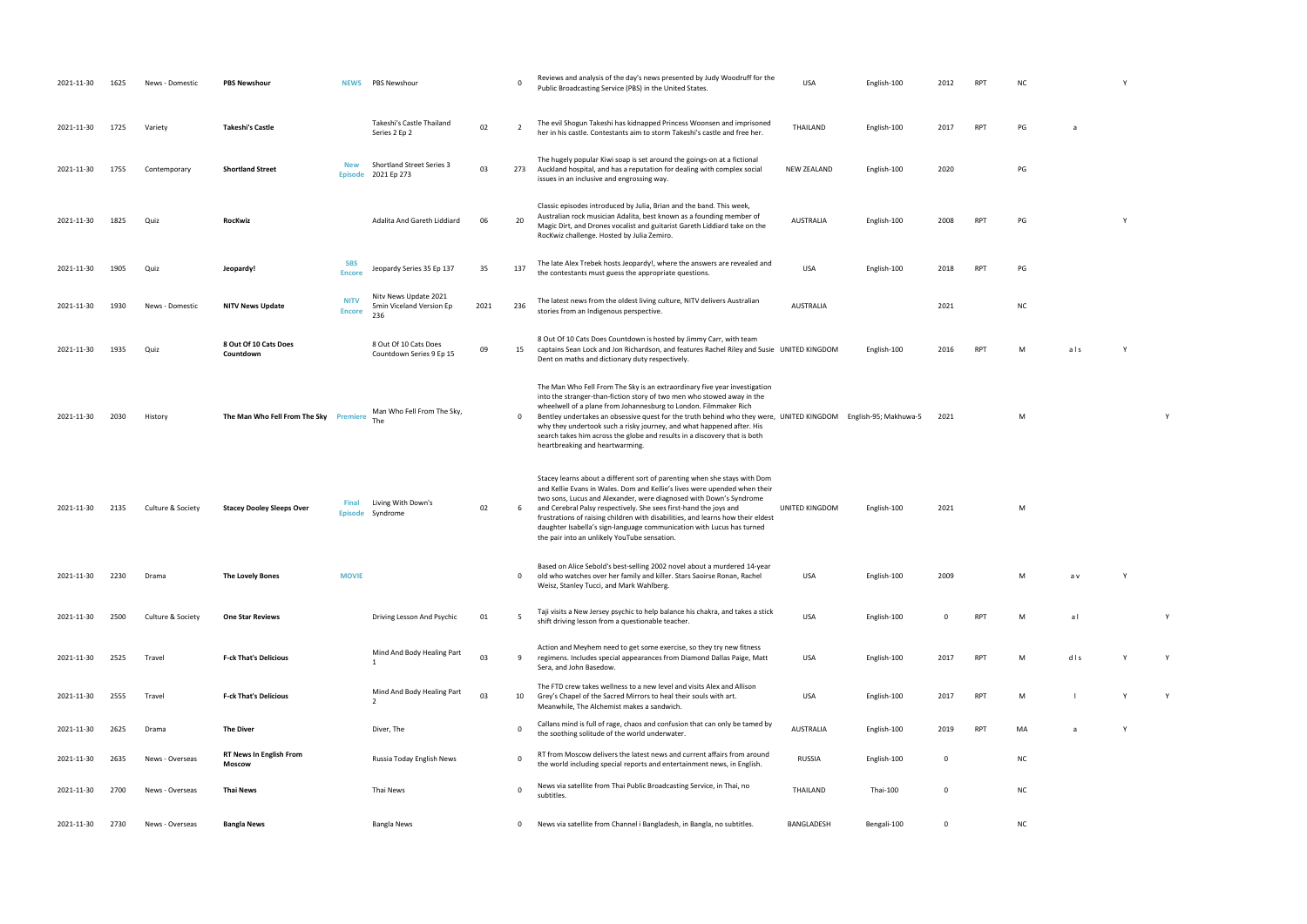| | | | | | | | | | | | | | | | | | | |
|---|---|---|---|---|---|---|---|---|---|---|---|---|---|---|---|---|---|---|
| 2021-11-30 | 1625 | News - Domestic | **PBS Newshour** | NEWS | PBS Newshour | | 0 | Reviews and analysis of the day's news presented by Judy Woodruff for the Public Broadcasting Service (PBS) in the United States. | USA | English-100 | 2012 | RPT | NC | | | Y | |
| 2021-11-30 | 1725 | Variety | **Takeshi's Castle** | | Takeshi's Castle Thailand Series 2 Ep 2 | 02 | 2 | The evil Shogun Takeshi has kidnapped Princess Woonsen and imprisoned her in his castle. Contestants aim to storm Takeshi's castle and free her. | THAILAND | English-100 | 2017 | RPT | PG | a | | | |
| 2021-11-30 | 1755 | Contemporary | **Shortland Street** | New Episode | Shortland Street Series 3 2021 Ep 273 | 03 | 273 | The hugely popular Kiwi soap is set around the goings-on at a fictional Auckland hospital, and has a reputation for dealing with complex social issues in an inclusive and engrossing way. | NEW ZEALAND | English-100 | 2020 | | PG | | | | |
| 2021-11-30 | 1825 | Quiz | **RocKwiz** | | Adalita And Gareth Liddiard | 06 | 20 | Classic episodes introduced by Julia, Brian and the band. This week, Australian rock musician Adalita, best known as a founding member of Magic Dirt, and Drones vocalist and guitarist Gareth Liddiard take on the RocKwiz challenge. Hosted by Julia Zemiro. | AUSTRALIA | English-100 | 2008 | RPT | PG | | | Y | |
| 2021-11-30 | 1905 | Quiz | **Jeopardy!** | SBS Encore | Jeopardy Series 35 Ep 137 | 35 | 137 | The late Alex Trebek hosts Jeopardy!, where the answers are revealed and the contestants must guess the appropriate questions. | USA | English-100 | 2018 | RPT | PG | | | | |
| 2021-11-30 | 1930 | News - Domestic | **NITV News Update** | NITV Encore | Nitv News Update 2021 5min Viceland Version Ep 236 | 2021 | 236 | The latest news from the oldest living culture, NITV delivers Australian stories from an Indigenous perspective. | AUSTRALIA | | 2021 | | NC | | | | |
| 2021-11-30 | 1935 | Quiz | **8 Out Of 10 Cats Does Countdown** | | 8 Out Of 10 Cats Does Countdown Series 9 Ep 15 | 09 | 15 | 8 Out Of 10 Cats Does Countdown is hosted by Jimmy Carr, with team captains Sean Lock and Jon Richardson, and features Rachel Riley and Susie Dent on maths and dictionary duty respectively. | UNITED KINGDOM | English-100 | 2016 | RPT | M | a l s | Y | | |
| 2021-11-30 | 2030 | History | **The Man Who Fell From The Sky** | Premiere | Man Who Fell From The Sky, The | | 0 | The Man Who Fell From The Sky is an extraordinary five year investigation into the stranger-than-fiction story of two men who stowed away in the wheelwell of a plane from Johannesburg to London. Filmmaker Rich Bentley undertakes an obsessive quest for the truth behind who they were, why they undertook such a risky journey, and what happened after. His search takes him across the globe and results in a discovery that is both heartbreaking and heartwarming. | UNITED KINGDOM | English-95; Makhuwa-5 | 2021 | | M | | | | Y |
| 2021-11-30 | 2135 | Culture & Society | **Stacey Dooley Sleeps Over** | Final Episode | Living With Down's Syndrome | 02 | 6 | Stacey learns about a different sort of parenting when she stays with Dom and Kellie Evans in Wales. Dom and Kellie's lives were upended when their two sons, Lucus and Alexander, were diagnosed with Down's Syndrome and Cerebral Palsy respectively. She sees first-hand the joys and frustrations of raising children with disabilities, and learns how their eldest daughter Isabella's sign-language communication with Lucus has turned the pair into an unlikely YouTube sensation. | UNITED KINGDOM | English-100 | 2021 | | M | | | | |
| 2021-11-30 | 2230 | Drama | **The Lovely Bones** | MOVIE | | | 0 | Based on Alice Sebold's best-selling 2002 novel about a murdered 14-year old who watches over her family and killer. Stars Saoirse Ronan, Rachel Weisz, Stanley Tucci, and Mark Wahlberg. | USA | English-100 | 2009 | | M | a v | Y | | |
| 2021-11-30 | 2500 | Culture & Society | **One Star Reviews** | | Driving Lesson And Psychic | 01 | 5 | Taji visits a New Jersey psychic to help balance his chakra, and takes a stick shift driving lesson from a questionable teacher. | USA | English-100 | 0 | RPT | M | a l | | | Y |
| 2021-11-30 | 2525 | Travel | **F-ck That's Delicious** | | Mind And Body Healing Part 1 | 03 | 9 | Action and Meyhem need to get some exercise, so they try new fitness regimens. Includes special appearances from Diamond Dallas Paige, Matt Sera, and John Basedow. | USA | English-100 | 2017 | RPT | M | d l s | Y | | Y |
| 2021-11-30 | 2555 | Travel | **F-ck That's Delicious** | | Mind And Body Healing Part 2 | 03 | 10 | The FTD crew takes wellness to a new level and visits Alex and Allison Grey's Chapel of the Sacred Mirrors to heal their souls with art. Meanwhile, The Alchemist makes a sandwich. | USA | English-100 | 2017 | RPT | M | l | Y | | Y |
| 2021-11-30 | 2625 | Drama | **The Diver** | | Diver, The | | 0 | Callans mind is full of rage, chaos and confusion that can only be tamed by the soothing solitude of the world underwater. | AUSTRALIA | English-100 | 2019 | RPT | MA | a | Y | | |
| 2021-11-30 | 2635 | News - Overseas | **RT News In English From Moscow** | | Russia Today English News | | 0 | RT from Moscow delivers the latest news and current affairs from around the world including special reports and entertainment news, in English. | RUSSIA | English-100 | 0 | | NC | | | | |
| 2021-11-30 | 2700 | News - Overseas | **Thai News** | | Thai News | | 0 | News via satellite from Thai Public Broadcasting Service, in Thai, no subtitles. | THAILAND | Thai-100 | 0 | | NC | | | | |
| 2021-11-30 | 2730 | News - Overseas | **Bangla News** | | Bangla News | | 0 | News via satellite from Channel i Bangladesh, in Bangla, no subtitles. | BANGLADESH | Bengali-100 | 0 | | NC | | | | |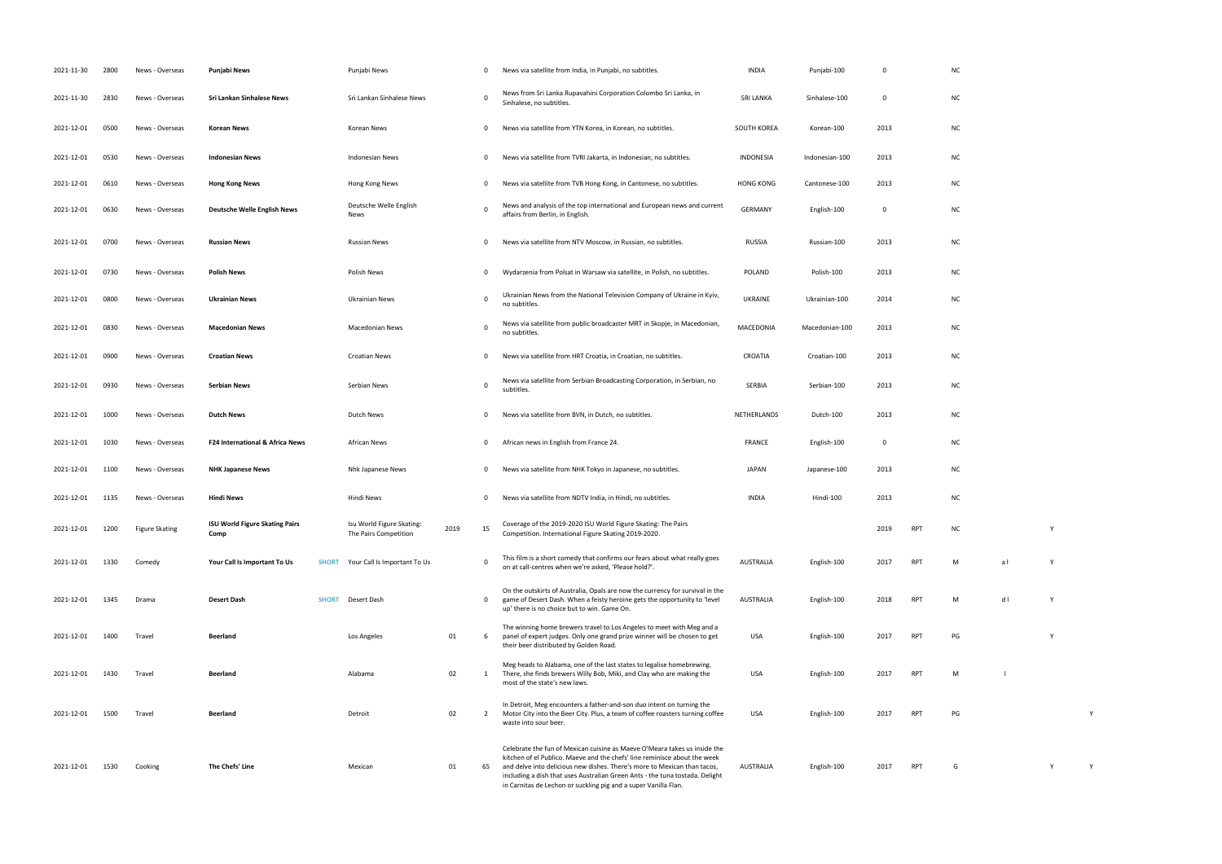| | | | | | | | | | | | | | | | | |
|---|---|---|---|---|---|---|---|---|---|---|---|---|---|---|---|---|
| 2021-11-30 | 2800 | News - Overseas | **Punjabi News** | | Punjabi News | | 0 | News via satellite from India, in Punjabi, no subtitles. | INDIA | Punjabi-100 | 0 | | NC | | | |
| 2021-11-30 | 2830 | News - Overseas | **Sri Lankan Sinhalese News** | | Sri Lankan Sinhalese News | | 0 | News from Sri Lanka Rupavahini Corporation Colombo Sri Lanka, in Sinhalese, no subtitles. | SRI LANKA | Sinhalese-100 | 0 | | NC | | | |
| 2021-12-01 | 0500 | News - Overseas | **Korean News** | | Korean News | | 0 | News via satellite from YTN Korea, in Korean, no subtitles. | SOUTH KOREA | Korean-100 | 2013 | | NC | | | |
| 2021-12-01 | 0530 | News - Overseas | **Indonesian News** | | Indonesian News | | 0 | News via satellite from TVRI Jakarta, in Indonesian, no subtitles. | INDONESIA | Indonesian-100 | 2013 | | NC | | | |
| 2021-12-01 | 0610 | News - Overseas | **Hong Kong News** | | Hong Kong News | | 0 | News via satellite from TVB Hong Kong, in Cantonese, no subtitles. | HONG KONG | Cantonese-100 | 2013 | | NC | | | |
| 2021-12-01 | 0630 | News - Overseas | **Deutsche Welle English News** | | Deutsche Welle English News | | 0 | News and analysis of the top international and European news and current affairs from Berlin, in English. | GERMANY | English-100 | 0 | | NC | | | |
| 2021-12-01 | 0700 | News - Overseas | **Russian News** | | Russian News | | 0 | News via satellite from NTV Moscow, in Russian, no subtitles. | RUSSIA | Russian-100 | 2013 | | NC | | | |
| 2021-12-01 | 0730 | News - Overseas | **Polish News** | | Polish News | | 0 | Wydarzenia from Polsat in Warsaw via satellite, in Polish, no subtitles. | POLAND | Polish-100 | 2013 | | NC | | | |
| 2021-12-01 | 0800 | News - Overseas | **Ukrainian News** | | Ukrainian News | | 0 | Ukrainian News from the National Television Company of Ukraine in Kyiv, no subtitles. | UKRAINE | Ukrainian-100 | 2014 | | NC | | | |
| 2021-12-01 | 0830 | News - Overseas | **Macedonian News** | | Macedonian News | | 0 | News via satellite from public broadcaster MRT in Skopje, in Macedonian, no subtitles. | MACEDONIA | Macedonian-100 | 2013 | | NC | | | |
| 2021-12-01 | 0900 | News - Overseas | **Croatian News** | | Croatian News | | 0 | News via satellite from HRT Croatia, in Croatian, no subtitles. | CROATIA | Croatian-100 | 2013 | | NC | | | |
| 2021-12-01 | 0930 | News - Overseas | **Serbian News** | | Serbian News | | 0 | News via satellite from Serbian Broadcasting Corporation, in Serbian, no subtitles. | SERBIA | Serbian-100 | 2013 | | NC | | | |
| 2021-12-01 | 1000 | News - Overseas | **Dutch News** | | Dutch News | | 0 | News via satellite from BVN, in Dutch, no subtitles. | NETHERLANDS | Dutch-100 | 2013 | | NC | | | |
| 2021-12-01 | 1030 | News - Overseas | **F24 International & Africa News** | | African News | | 0 | African news in English from France 24. | FRANCE | English-100 | 0 | | NC | | | |
| 2021-12-01 | 1100 | News - Overseas | **NHK Japanese News** | | Nhk Japanese News | | 0 | News via satellite from NHK Tokyo in Japanese, no subtitles. | JAPAN | Japanese-100 | 2013 | | NC | | | |
| 2021-12-01 | 1135 | News - Overseas | **Hindi News** | | Hindi News | | 0 | News via satellite from NDTV India, in Hindi, no subtitles. | INDIA | Hindi-100 | 2013 | | NC | | | |
| 2021-12-01 | 1200 | Figure Skating | **ISU World Figure Skating Pairs Comp** | | Isu World Figure Skating: The Pairs Competition | 2019 | 15 | Coverage of the 2019-2020 ISU World Figure Skating: The Pairs Competition. International Figure Skating 2019-2020. | | | 2019 | RPT | NC | | Y | |
| 2021-12-01 | 1330 | Comedy | **Your Call Is Important To Us** | **SHORT** | Your Call Is Important To Us | | 0 | This film is a short comedy that confirms our fears about what really goes on at call-centres when we're asked, 'Please hold?'. | AUSTRALIA | English-100 | 2017 | RPT | M | a l | Y | |
| 2021-12-01 | 1345 | Drama | **Desert Dash** | **SHORT** | Desert Dash | | 0 | On the outskirts of Australia, Opals are now the currency for survival in the game of Desert Dash. When a feisty heroine gets the opportunity to 'level up' there is no choice but to win. Game On. | AUSTRALIA | English-100 | 2018 | RPT | M | d l | Y | |
| 2021-12-01 | 1400 | Travel | **Beerland** | | Los Angeles | 01 | 6 | The winning home brewers travel to Los Angeles to meet with Meg and a panel of expert judges. Only one grand prize winner will be chosen to get their beer distributed by Golden Road. | USA | English-100 | 2017 | RPT | PG | | Y | |
| 2021-12-01 | 1430 | Travel | **Beerland** | | Alabama | 02 | 1 | Meg heads to Alabama, one of the last states to legalise homebrewing. There, she finds brewers Willy Bob, Miki, and Clay who are making the most of the state's new laws. | USA | English-100 | 2017 | RPT | M | l | | |
| 2021-12-01 | 1500 | Travel | **Beerland** | | Detroit | 02 | 2 | In Detroit, Meg encounters a father-and-son duo intent on turning the Motor City into the Beer City. Plus, a team of coffee roasters turning coffee waste into sour beer. | USA | English-100 | 2017 | RPT | PG | | | Y |
| 2021-12-01 | 1530 | Cooking | **The Chefs' Line** | | Mexican | 01 | 65 | Celebrate the fun of Mexican cuisine as Maeve O'Meara takes us inside the kitchen of el Publico. Maeve and the chefs' line reminisce about the week and delve into delicious new dishes. There's more to Mexican than tacos, including a dish that uses Australian Green Ants - the tuna tostada. Delight in Carnitas de Lechon or suckling pig and a super Vanilla Flan. | AUSTRALIA | English-100 | 2017 | RPT | G | | Y | Y |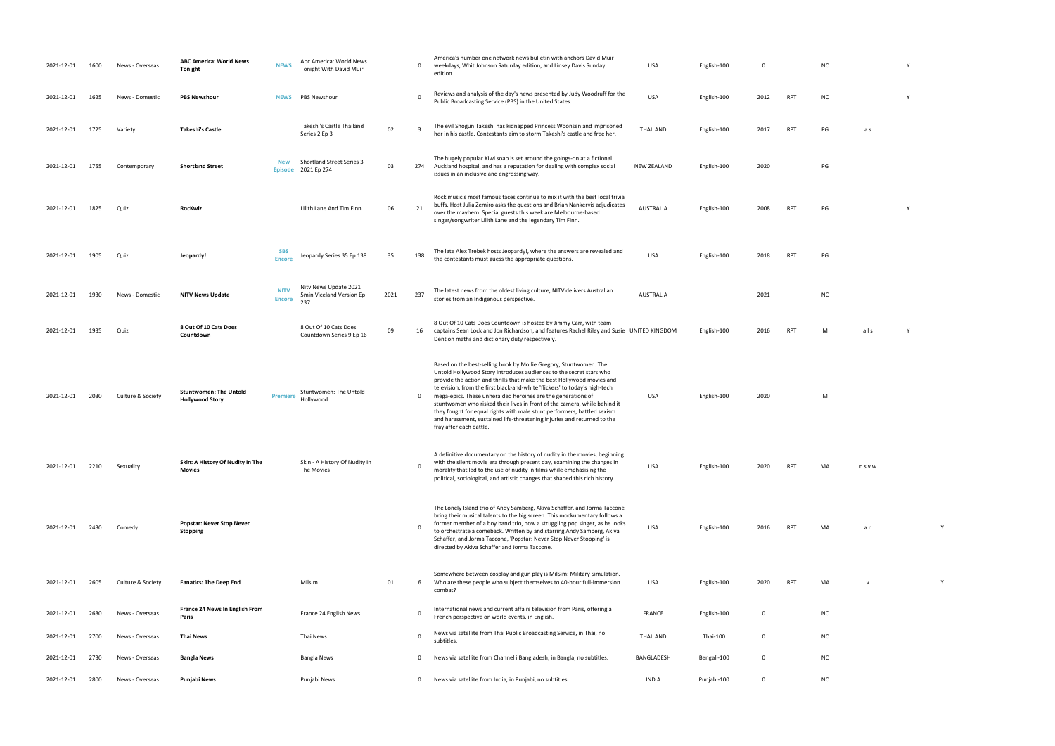| | | | | | | | | | | | | | | | | |
|---|---|---|---|---|---|---|---|---|---|---|---|---|---|---|---|---|
| 2021-12-01 | 1600 | News - Overseas | **ABC America: World News Tonight** | NEWS | Abc America: World News Tonight With David Muir | | 0 | America's number one network news bulletin with anchors David Muir weekdays, Whit Johnson Saturday edition, and Linsey Davis Sunday edition. | USA | English-100 | 0 | | NC | | Y | |
| 2021-12-01 | 1625 | News - Domestic | **PBS Newshour** | NEWS | PBS Newshour | | 0 | Reviews and analysis of the day's news presented by Judy Woodruff for the Public Broadcasting Service (PBS) in the United States. | USA | English-100 | 2012 | RPT | NC | | Y | |
| 2021-12-01 | 1725 | Variety | **Takeshi's Castle** | | Takeshi's Castle Thailand Series 2 Ep 3 | 02 | 3 | The evil Shogun Takeshi has kidnapped Princess Woonsen and imprisoned her in his castle. Contestants aim to storm Takeshi's castle and free her. | THAILAND | English-100 | 2017 | RPT | PG | a s | | |
| 2021-12-01 | 1755 | Contemporary | **Shortland Street** | New Episode | Shortland Street Series 3 2021 Ep 274 | 03 | 274 | The hugely popular Kiwi soap is set around the goings-on at a fictional Auckland hospital, and has a reputation for dealing with complex social issues in an inclusive and engrossing way. | NEW ZEALAND | English-100 | 2020 | | PG | | | |
| 2021-12-01 | 1825 | Quiz | **RocKwiz** | | Lilith Lane And Tim Finn | 06 | 21 | Rock music's most famous faces continue to mix it with the best local trivia buffs. Host Julia Zemiro asks the questions and Brian Nankervis adjudicates over the mayhem. Special guests this week are Melbourne-based singer/songwriter Lilith Lane and the legendary Tim Finn. | AUSTRALIA | English-100 | 2008 | RPT | PG | | Y | |
| 2021-12-01 | 1905 | Quiz | **Jeopardy!** | SBS Encore | Jeopardy Series 35 Ep 138 | 35 | 138 | The late Alex Trebek hosts Jeopardy!, where the answers are revealed and the contestants must guess the appropriate questions. | USA | English-100 | 2018 | RPT | PG | | | |
| 2021-12-01 | 1930 | News - Domestic | **NITV News Update** | NITV Encore | Nitv News Update 2021 5min Viceland Version Ep 237 | 2021 | 237 | The latest news from the oldest living culture, NITV delivers Australian stories from an Indigenous perspective. | AUSTRALIA | | 2021 | | NC | | | |
| 2021-12-01 | 1935 | Quiz | **8 Out Of 10 Cats Does Countdown** | | 8 Out Of 10 Cats Does Countdown Series 9 Ep 16 | 09 | 16 | 8 Out Of 10 Cats Does Countdown is hosted by Jimmy Carr, with team captains Sean Lock and Jon Richardson, and features Rachel Riley and Susie Dent on maths and dictionary duty respectively. | UNITED KINGDOM | English-100 | 2016 | RPT | M | a l s | Y | |
| 2021-12-01 | 2030 | Culture & Society | **Stuntwomen: The Untold Hollywood Story** | Premiere | Stuntwomen: The Untold Hollywood | | 0 | Based on the best-selling book by Mollie Gregory, Stuntwomen: The Untold Hollywood Story introduces audiences to the secret stars who provide the action and thrills that make the best Hollywood movies and television, from the first black-and-white 'flickers' to today's high-tech mega-epics. These unheralded heroines are the generations of stuntwomen who risked their lives in front of the camera, while behind it they fought for equal rights with male stunt performers, battled sexism and harassment, sustained life-threatening injuries and returned to the fray after each battle. | USA | English-100 | 2020 | | M | | | |
| 2021-12-01 | 2210 | Sexuality | **Skin: A History Of Nudity In The Movies** | | Skin - A History Of Nudity In The Movies | | 0 | A definitive documentary on the history of nudity in the movies, beginning with the silent movie era through present day, examining the changes in morality that led to the use of nudity in films while emphasising the political, sociological, and artistic changes that shaped this rich history. | USA | English-100 | 2020 | RPT | MA | n s v w | | |
| 2021-12-01 | 2430 | Comedy | **Popstar: Never Stop Never Stopping** | | | | 0 | The Lonely Island trio of Andy Samberg, Akiva Schaffer, and Jorma Taccone bring their musical talents to the big screen. This mockumentary follows a former member of a boy band trio, now a struggling pop singer, as he looks to orchestrate a comeback. Written by and starring Andy Samberg, Akiva Schaffer, and Jorma Taccone, 'Popstar: Never Stop Never Stopping' is directed by Akiva Schaffer and Jorma Taccone. | USA | English-100 | 2016 | RPT | MA | a n | | Y |
| 2021-12-01 | 2605 | Culture & Society | **Fanatics: The Deep End** | | Milsim | 01 | 6 | Somewhere between cosplay and gun play is MilSim: Military Simulation. Who are these people who subject themselves to 40-hour full-immersion combat? | USA | English-100 | 2020 | RPT | MA | v | | Y |
| 2021-12-01 | 2630 | News - Overseas | **France 24 News In English From Paris** | | France 24 English News | | 0 | International news and current affairs television from Paris, offering a French perspective on world events, in English. | FRANCE | English-100 | 0 | | NC | | | |
| 2021-12-01 | 2700 | News - Overseas | **Thai News** | | Thai News | | 0 | News via satellite from Thai Public Broadcasting Service, in Thai, no subtitles. | THAILAND | Thai-100 | 0 | | NC | | | |
| 2021-12-01 | 2730 | News - Overseas | **Bangla News** | | Bangla News | | 0 | News via satellite from Channel i Bangladesh, in Bangla, no subtitles. | BANGLADESH | Bengali-100 | 0 | | NC | | | |
| 2021-12-01 | 2800 | News - Overseas | **Punjabi News** | | Punjabi News | | 0 | News via satellite from India, in Punjabi, no subtitles. | INDIA | Punjabi-100 | 0 | | NC | | | |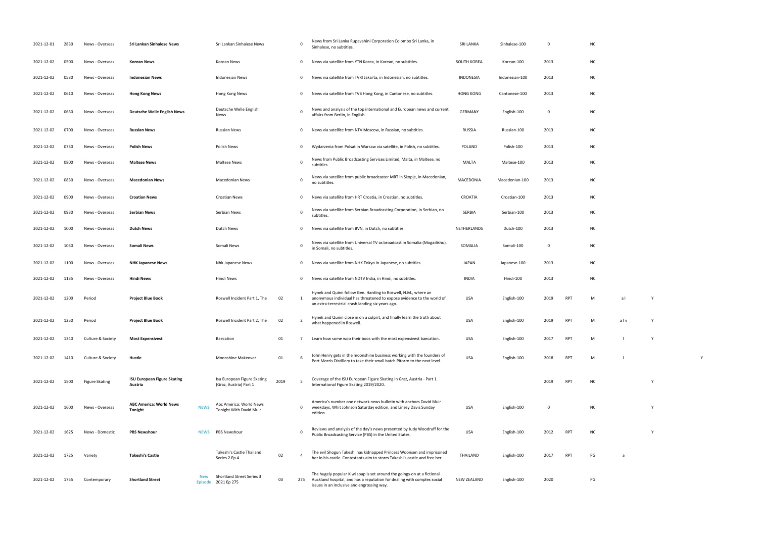| | | | | | | | | | | | | | | | | | |
|---|---|---|---|---|---|---|---|---|---|---|---|---|---|---|---|---|---|
| 2021-12-01 | 2830 | News - Overseas | **Sri Lankan Sinhalese News** | | Sri Lankan Sinhalese News | | 0 | News from Sri Lanka Rupavahini Corporation Colombo Sri Lanka, in Sinhalese, no subtitles. | SRI LANKA | Sinhalese-100 | 0 | | NC | | | |
| 2021-12-02 | 0500 | News - Overseas | **Korean News** | | Korean News | | 0 | News via satellite from YTN Korea, in Korean, no subtitles. | SOUTH KOREA | Korean-100 | 2013 | | NC | | | |
| 2021-12-02 | 0530 | News - Overseas | **Indonesian News** | | Indonesian News | | 0 | News via satellite from TVRI Jakarta, in Indonesian, no subtitles. | INDONESIA | Indonesian-100 | 2013 | | NC | | | |
| 2021-12-02 | 0610 | News - Overseas | **Hong Kong News** | | Hong Kong News | | 0 | News via satellite from TVB Hong Kong, in Cantonese, no subtitles. | HONG KONG | Cantonese-100 | 2013 | | NC | | | |
| 2021-12-02 | 0630 | News - Overseas | **Deutsche Welle English News** | | Deutsche Welle English News | | 0 | News and analysis of the top international and European news and current affairs from Berlin, in English. | GERMANY | English-100 | 0 | | NC | | | |
| 2021-12-02 | 0700 | News - Overseas | **Russian News** | | Russian News | | 0 | News via satellite from NTV Moscow, in Russian, no subtitles. | RUSSIA | Russian-100 | 2013 | | NC | | | |
| 2021-12-02 | 0730 | News - Overseas | **Polish News** | | Polish News | | 0 | Wydarzenia from Polsat in Warsaw via satellite, in Polish, no subtitles. | POLAND | Polish-100 | 2013 | | NC | | | |
| 2021-12-02 | 0800 | News - Overseas | **Maltese News** | | Maltese News | | 0 | News from Public Broadcasting Services Limited, Malta, in Maltese, no subtitles. | MALTA | Maltese-100 | 2013 | | NC | | | |
| 2021-12-02 | 0830 | News - Overseas | **Macedonian News** | | Macedonian News | | 0 | News via satellite from public broadcaster MRT in Skopje, in Macedonian, no subtitles. | MACEDONIA | Macedonian-100 | 2013 | | NC | | | |
| 2021-12-02 | 0900 | News - Overseas | **Croatian News** | | Croatian News | | 0 | News via satellite from HRT Croatia, in Croatian, no subtitles. | CROATIA | Croatian-100 | 2013 | | NC | | | |
| 2021-12-02 | 0930 | News - Overseas | **Serbian News** | | Serbian News | | 0 | News via satellite from Serbian Broadcasting Corporation, in Serbian, no subtitles. | SERBIA | Serbian-100 | 2013 | | NC | | | |
| 2021-12-02 | 1000 | News - Overseas | **Dutch News** | | Dutch News | | 0 | News via satellite from BVN, in Dutch, no subtitles. | NETHERLANDS | Dutch-100 | 2013 | | NC | | | |
| 2021-12-02 | 1030 | News - Overseas | **Somali News** | | Somali News | | 0 | News via satellite from Universal TV as broadcast in Somalia (Mogadishu), in Somali, no subtitles. | SOMALIA | Somali-100 | 0 | | NC | | | |
| 2021-12-02 | 1100 | News - Overseas | **NHK Japanese News** | | Nhk Japanese News | | 0 | News via satellite from NHK Tokyo in Japanese, no subtitles. | JAPAN | Japanese-100 | 2013 | | NC | | | |
| 2021-12-02 | 1135 | News - Overseas | **Hindi News** | | Hindi News | | 0 | News via satellite from NDTV India, in Hindi, no subtitles. | INDIA | Hindi-100 | 2013 | | NC | | | |
| 2021-12-02 | 1200 | Period | **Project Blue Book** | | Roswell Incident Part 1, The | 02 | 1 | Hynek and Quinn follow Gen. Harding to Roswell, N.M., where an anonymous individual has threatened to expose evidence to the world of an extra-terrestrial crash landing six years ago. | USA | English-100 | 2019 | RPT | M | a l | Y | |
| 2021-12-02 | 1250 | Period | **Project Blue Book** | | Roswell Incident Part 2, The | 02 | 2 | Hynek and Quinn close in on a culprit, and finally learn the truth about what happened in Roswell. | USA | English-100 | 2019 | RPT | M | a l v | Y | |
| 2021-12-02 | 1340 | Culture & Society | **Most Expensivest** | | Baecation | 01 | 7 | Learn how some woo their boos with the most expensivest baecation. | USA | English-100 | 2017 | RPT | M | l | Y | |
| 2021-12-02 | 1410 | Culture & Society | **Hustle** | | Moonshine Makeover | 01 | 6 | John Henry gets in the moonshine business working with the founders of Port Morris Distillery to take their small batch Pitorro to the next level. | USA | English-100 | 2018 | RPT | M | l | | Y |
| 2021-12-02 | 1500 | Figure Skating | **ISU European Figure Skating Austria** | | Isu European Figure Skating (Graz, Austria) Part 1 | 2019 | 5 | Coverage of the ISU European Figure Skating in Graz, Austria - Part 1. International Figure Skating 2019/2020. | | | 2019 | RPT | NC | | Y | |
| 2021-12-02 | 1600 | News - Overseas | **ABC America: World News Tonight** | **NEWS** | Abc America: World News Tonight With David Muir | | 0 | America's number one network news bulletin with anchors David Muir weekdays, Whit Johnson Saturday edition, and Linsey Davis Sunday edition. | USA | English-100 | 0 | | NC | | Y | |
| 2021-12-02 | 1625 | News - Domestic | **PBS Newshour** | **NEWS** | PBS Newshour | | 0 | Reviews and analysis of the day's news presented by Judy Woodruff for the Public Broadcasting Service (PBS) in the United States. | USA | English-100 | 2012 | RPT | NC | | Y | |
| 2021-12-02 | 1725 | Variety | **Takeshi's Castle** | | Takeshi's Castle Thailand Series 2 Ep 4 | 02 | 4 | The evil Shogun Takeshi has kidnapped Princess Woonsen and imprisoned her in his castle. Contestants aim to storm Takeshi's castle and free her. | THAILAND | English-100 | 2017 | RPT | PG | a | | |
| 2021-12-02 | 1755 | Contemporary | **Shortland Street** | **New Episode** | Shortland Street Series 3 2021 Ep 275 | 03 | 275 | The hugely popular Kiwi soap is set around the goings-on at a fictional Auckland hospital, and has a reputation for dealing with complex social issues in an inclusive and engrossing way. | NEW ZEALAND | English-100 | 2020 | | PG | | | |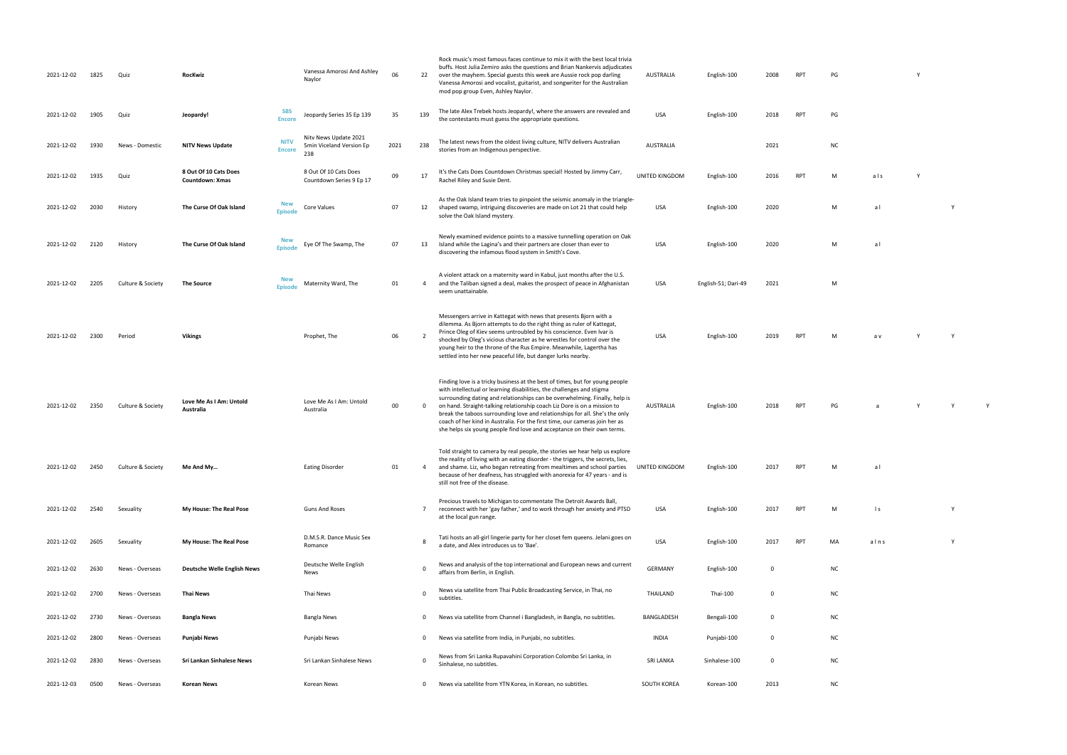| | | | | | | | | | | | | | | | | | |
|---|---|---|---|---|---|---|---|---|---|---|---|---|---|---|---|---|---|
| 2021-12-02 | 1825 | Quiz | **RocKwiz** | | Vanessa Amorosi And Ashley Naylor | 06 | 22 | Rock music's most famous faces continue to mix it with the best local trivia buffs. Host Julia Zemiro asks the questions and Brian Nankervis adjudicates over the mayhem. Special guests this week are Aussie rock pop darling Vanessa Amorosi and vocalist, guitarist, and songwriter for the Australian mod pop group Even, Ashley Naylor. | AUSTRALIA | English-100 | 2008 | RPT | PG | | | Y | |
| 2021-12-02 | 1905 | Quiz | **Jeopardy!** | SBS Encore | Jeopardy Series 35 Ep 139 | 35 | 139 | The late Alex Trebek hosts Jeopardy!, where the answers are revealed and the contestants must guess the appropriate questions. | USA | English-100 | 2018 | RPT | PG | | | | |
| 2021-12-02 | 1930 | News - Domestic | **NITV News Update** | NITV Encore | Nitv News Update 2021 5min Viceland Version Ep 238 | 2021 | 238 | The latest news from the oldest living culture, NITV delivers Australian stories from an Indigenous perspective. | AUSTRALIA | | 2021 | | NC | | | | |
| 2021-12-02 | 1935 | Quiz | **8 Out Of 10 Cats Does Countdown: Xmas** | | 8 Out Of 10 Cats Does Countdown Series 9 Ep 17 | 09 | 17 | It's the Cats Does Countdown Christmas special! Hosted by Jimmy Carr, Rachel Riley and Susie Dent. | UNITED KINGDOM | English-100 | 2016 | RPT | M | a l s | Y | | |
| 2021-12-02 | 2030 | History | **The Curse Of Oak Island** | New Episode | Core Values | 07 | 12 | As the Oak Island team tries to pinpoint the seismic anomaly in the triangle-shaped swamp, intriguing discoveries are made on Lot 21 that could help solve the Oak Island mystery. | USA | English-100 | 2020 | | M | a l | | Y | |
| 2021-12-02 | 2120 | History | **The Curse Of Oak Island** | New Episode | Eye Of The Swamp, The | 07 | 13 | Newly examined evidence points to a massive tunnelling operation on Oak Island while the Lagina's and their partners are closer than ever to discovering the infamous flood system in Smith's Cove. | USA | English-100 | 2020 | | M | a l | | | |
| 2021-12-02 | 2205 | Culture & Society | **The Source** | New Episode | Maternity Ward, The | 01 | 4 | A violent attack on a maternity ward in Kabul, just months after the U.S. and the Taliban signed a deal, makes the prospect of peace in Afghanistan seem unattainable. | USA | English-51; Dari-49 | 2021 | | M | | | | |
| 2021-12-02 | 2300 | Period | **Vikings** | | Prophet, The | 06 | 2 | Messengers arrive in Kattegat with news that presents Bjorn with a dilemma. As Bjorn attempts to do the right thing as ruler of Kattegat, Prince Oleg of Kiev seems untroubled by his conscience. Even Ivar is shocked by Oleg's vicious character as he wrestles for control over the young heir to the throne of the Rus Empire. Meanwhile, Lagertha has settled into her new peaceful life, but danger lurks nearby. | USA | English-100 | 2019 | RPT | M | a v | Y | Y | |
| 2021-12-02 | 2350 | Culture & Society | **Love Me As I Am: Untold Australia** | | Love Me As I Am: Untold Australia | 00 | 0 | Finding love is a tricky business at the best of times, but for young people with intellectual or learning disabilities, the challenges and stigma surrounding dating and relationships can be overwhelming. Finally, help is on hand. Straight-talking relationship coach Liz Dore is on a mission to break the taboos surrounding love and relationships for all. She's the only coach of her kind in Australia. For the first time, our cameras join her as she helps six young people find love and acceptance on their own terms. | AUSTRALIA | English-100 | 2018 | RPT | PG | a | Y | Y | Y |
| 2021-12-02 | 2450 | Culture & Society | **Me And My...** | | Eating Disorder | 01 | 4 | Told straight to camera by real people, the stories we hear help us explore the reality of living with an eating disorder - the triggers, the secrets, lies, and shame. Liz, who began retreating from mealtimes and school parties because of her deafness, has struggled with anorexia for 47 years - and is still not free of the disease. | UNITED KINGDOM | English-100 | 2017 | RPT | M | a l | | | |
| 2021-12-02 | 2540 | Sexuality | **My House: The Real Pose** | | Guns And Roses | | 7 | Precious travels to Michigan to commentate The Detroit Awards Ball, reconnect with her 'gay father,' and to work through her anxiety and PTSD at the local gun range. | USA | English-100 | 2017 | RPT | M | l s | | Y | |
| 2021-12-02 | 2605 | Sexuality | **My House: The Real Pose** | | D.M.S.R. Dance Music Sex Romance | | 8 | Tati hosts an all-girl lingerie party for her closet fem queens. Jelani goes on a date, and Alex introduces us to 'Bae'. | USA | English-100 | 2017 | RPT | MA | a l n s | | Y | |
| 2021-12-02 | 2630 | News - Overseas | **Deutsche Welle English News** | | Deutsche Welle English News | | 0 | News and analysis of the top international and European news and current affairs from Berlin, in English. | GERMANY | English-100 | 0 | | NC | | | | |
| 2021-12-02 | 2700 | News - Overseas | **Thai News** | | Thai News | | 0 | News via satellite from Thai Public Broadcasting Service, in Thai, no subtitles. | THAILAND | Thai-100 | 0 | | NC | | | | |
| 2021-12-02 | 2730 | News - Overseas | **Bangla News** | | Bangla News | | 0 | News via satellite from Channel i Bangladesh, in Bangla, no subtitles. | BANGLADESH | Bengali-100 | 0 | | NC | | | | |
| 2021-12-02 | 2800 | News - Overseas | **Punjabi News** | | Punjabi News | | 0 | News via satellite from India, in Punjabi, no subtitles. | INDIA | Punjabi-100 | 0 | | NC | | | | |
| 2021-12-02 | 2830 | News - Overseas | **Sri Lankan Sinhalese News** | | Sri Lankan Sinhalese News | | 0 | News from Sri Lanka Rupavahini Corporation Colombo Sri Lanka, in Sinhalese, no subtitles. | SRI LANKA | Sinhalese-100 | 0 | | NC | | | | |
| 2021-12-03 | 0500 | News - Overseas | **Korean News** | | Korean News | | 0 | News via satellite from YTN Korea, in Korean, no subtitles. | SOUTH KOREA | Korean-100 | 2013 | | NC | | | | |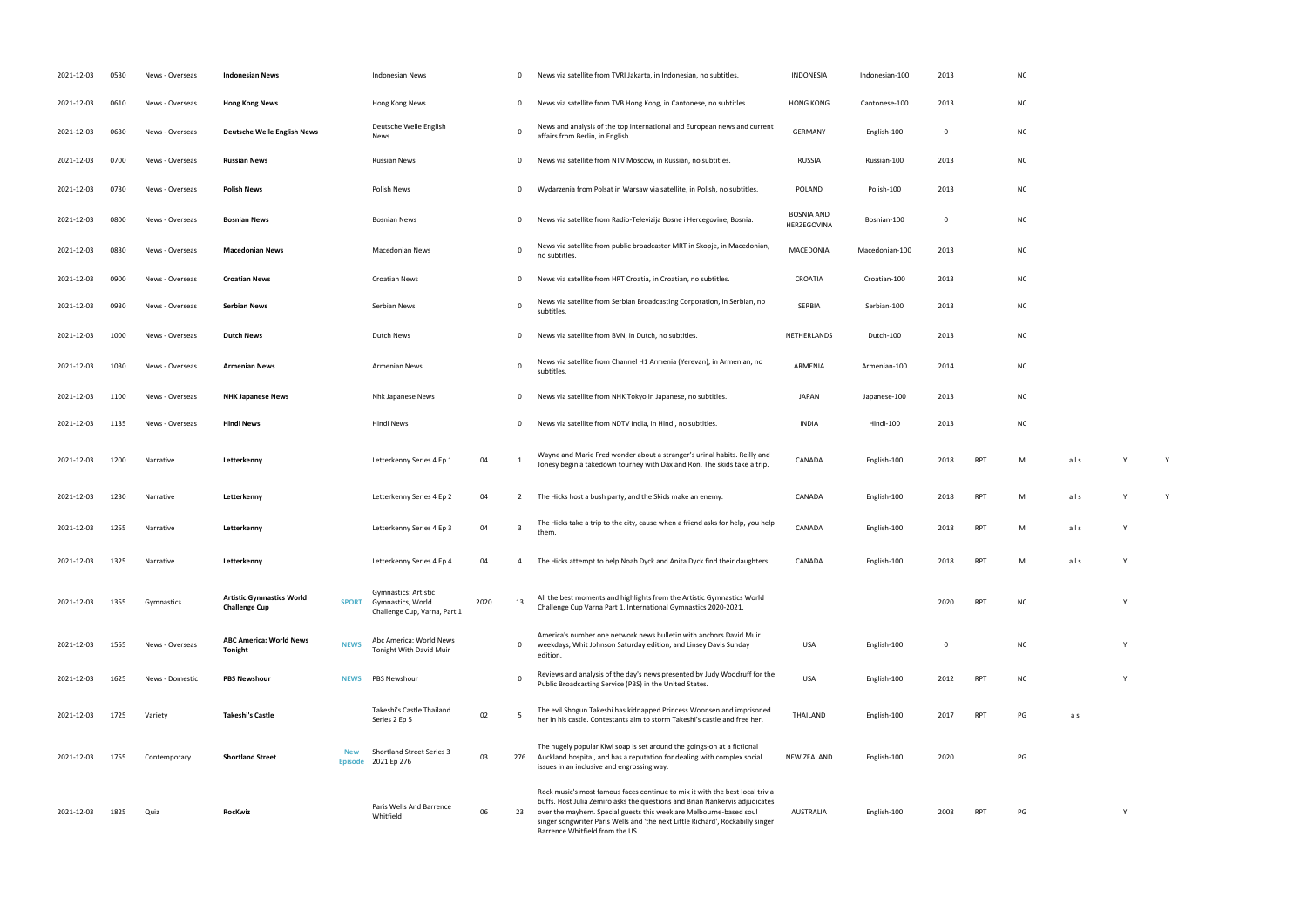| | | | | | | | | | | | | | | | | | |
|---|---|---|---|---|---|---|---|---|---|---|---|---|---|---|---|---|---|
| 2021-12-03 | 0530 | News - Overseas | **Indonesian News** | | Indonesian News | | 0 | News via satellite from TVRI Jakarta, in Indonesian, no subtitles. | INDONESIA | Indonesian-100 | 2013 | | NC | | | |
| 2021-12-03 | 0610 | News - Overseas | **Hong Kong News** | | Hong Kong News | | 0 | News via satellite from TVB Hong Kong, in Cantonese, no subtitles. | HONG KONG | Cantonese-100 | 2013 | | NC | | | |
| 2021-12-03 | 0630 | News - Overseas | **Deutsche Welle English News** | | Deutsche Welle English News | | 0 | News and analysis of the top international and European news and current affairs from Berlin, in English. | GERMANY | English-100 | 0 | | NC | | | |
| 2021-12-03 | 0700 | News - Overseas | **Russian News** | | Russian News | | 0 | News via satellite from NTV Moscow, in Russian, no subtitles. | RUSSIA | Russian-100 | 2013 | | NC | | | |
| 2021-12-03 | 0730 | News - Overseas | **Polish News** | | Polish News | | 0 | Wydarzenia from Polsat in Warsaw via satellite, in Polish, no subtitles. | POLAND | Polish-100 | 2013 | | NC | | | |
| 2021-12-03 | 0800 | News - Overseas | **Bosnian News** | | Bosnian News | | 0 | News via satellite from Radio-Televizija Bosne i Hercegovine, Bosnia. | BOSNIA AND HERZEGOVINA | Bosnian-100 | 0 | | NC | | | |
| 2021-12-03 | 0830 | News - Overseas | **Macedonian News** | | Macedonian News | | 0 | News via satellite from public broadcaster MRT in Skopje, in Macedonian, no subtitles. | MACEDONIA | Macedonian-100 | 2013 | | NC | | | |
| 2021-12-03 | 0900 | News - Overseas | **Croatian News** | | Croatian News | | 0 | News via satellite from HRT Croatia, in Croatian, no subtitles. | CROATIA | Croatian-100 | 2013 | | NC | | | |
| 2021-12-03 | 0930 | News - Overseas | **Serbian News** | | Serbian News | | 0 | News via satellite from Serbian Broadcasting Corporation, in Serbian, no subtitles. | SERBIA | Serbian-100 | 2013 | | NC | | | |
| 2021-12-03 | 1000 | News - Overseas | **Dutch News** | | Dutch News | | 0 | News via satellite from BVN, in Dutch, no subtitles. | NETHERLANDS | Dutch-100 | 2013 | | NC | | | |
| 2021-12-03 | 1030 | News - Overseas | **Armenian News** | | Armenian News | | 0 | News via satellite from Channel H1 Armenia (Yerevan), in Armenian, no subtitles. | ARMENIA | Armenian-100 | 2014 | | NC | | | |
| 2021-12-03 | 1100 | News - Overseas | **NHK Japanese News** | | Nhk Japanese News | | 0 | News via satellite from NHK Tokyo in Japanese, no subtitles. | JAPAN | Japanese-100 | 2013 | | NC | | | |
| 2021-12-03 | 1135 | News - Overseas | **Hindi News** | | Hindi News | | 0 | News via satellite from NDTV India, in Hindi, no subtitles. | INDIA | Hindi-100 | 2013 | | NC | | | |
| 2021-12-03 | 1200 | Narrative | **Letterkenny** | | Letterkenny Series 4 Ep 1 | 04 | 1 | Wayne and Marie Fred wonder about a stranger's urinal habits. Reilly and Jonesy begin a takedown tourney with Dax and Ron. The skids take a trip. | CANADA | English-100 | 2018 | RPT | M | a l s | Y | Y |
| 2021-12-03 | 1230 | Narrative | **Letterkenny** | | Letterkenny Series 4 Ep 2 | 04 | 2 | The Hicks host a bush party, and the Skids make an enemy. | CANADA | English-100 | 2018 | RPT | M | a l s | Y | Y |
| 2021-12-03 | 1255 | Narrative | **Letterkenny** | | Letterkenny Series 4 Ep 3 | 04 | 3 | The Hicks take a trip to the city, cause when a friend asks for help, you help them. | CANADA | English-100 | 2018 | RPT | M | a l s | Y | |
| 2021-12-03 | 1325 | Narrative | **Letterkenny** | | Letterkenny Series 4 Ep 4 | 04 | 4 | The Hicks attempt to help Noah Dyck and Anita Dyck find their daughters. | CANADA | English-100 | 2018 | RPT | M | a l s | Y | |
| 2021-12-03 | 1355 | Gymnastics | **Artistic Gymnastics World Challenge Cup** | SPORT | Gymnastics: Artistic Gymnastics, World Challenge Cup, Varna, Part 1 | 2020 | 13 | All the best moments and highlights from the Artistic Gymnastics World Challenge Cup Varna Part 1. International Gymnastics 2020-2021. | | | 2020 | RPT | NC | | Y | |
| 2021-12-03 | 1555 | News - Overseas | **ABC America: World News Tonight** | NEWS | Abc America: World News Tonight With David Muir | | 0 | America's number one network news bulletin with anchors David Muir weekdays, Whit Johnson Saturday edition, and Linsey Davis Sunday edition. | USA | English-100 | 0 | | NC | | Y | |
| 2021-12-03 | 1625 | News - Domestic | **PBS Newshour** | NEWS | PBS Newshour | | 0 | Reviews and analysis of the day's news presented by Judy Woodruff for the Public Broadcasting Service (PBS) in the United States. | USA | English-100 | 2012 | RPT | NC | | Y | |
| 2021-12-03 | 1725 | Variety | **Takeshi's Castle** | | Takeshi's Castle Thailand Series 2 Ep 5 | 02 | 5 | The evil Shogun Takeshi has kidnapped Princess Woonsen and imprisoned her in his castle. Contestants aim to storm Takeshi's castle and free her. | THAILAND | English-100 | 2017 | RPT | PG | a s | | |
| 2021-12-03 | 1755 | Contemporary | **Shortland Street** | New Episode | Shortland Street Series 3 2021 Ep 276 | 03 | 276 | The hugely popular Kiwi soap is set around the goings-on at a fictional Auckland hospital, and has a reputation for dealing with complex social issues in an inclusive and engrossing way. | NEW ZEALAND | English-100 | 2020 | | PG | | | |
| 2021-12-03 | 1825 | Quiz | **RocKwiz** | | Paris Wells And Barrence Whitfield | 06 | 23 | Rock music's most famous faces continue to mix it with the best local trivia buffs. Host Julia Zemiro asks the questions and Brian Nankervis adjudicates over the mayhem. Special guests this week are Melbourne-based soul singer songwriter Paris Wells and 'the next Little Richard', Rockabilly singer Barrence Whitfield from the US. | AUSTRALIA | English-100 | 2008 | RPT | PG | | Y | |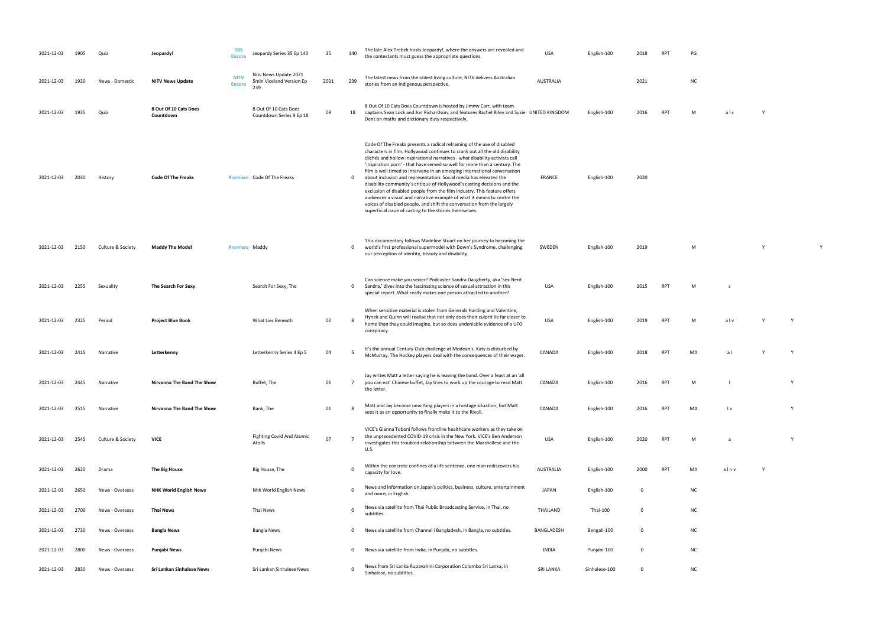| | | | | | | | | | | | | | | | | | |
|---|---|---|---|---|---|---|---|---|---|---|---|---|---|---|---|---|---|
| 2021-12-03 | 1905 | Quiz | **Jeopardy!** | SBS Encore | Jeopardy Series 35 Ep 140 | 35 | 140 | The late Alex Trebek hosts Jeopardy!, where the answers are revealed and the contestants must guess the appropriate questions. | USA | English-100 | 2018 | RPT | PG | | | | |
| 2021-12-03 | 1930 | News - Domestic | **NITV News Update** | NITV Encore | Nitv News Update 2021 5min Viceland Version Ep 239 | 2021 | 239 | The latest news from the oldest living culture, NITV delivers Australian stories from an Indigenous perspective. | AUSTRALIA | | 2021 | | NC | | | | |
| 2021-12-03 | 1935 | Quiz | **8 Out Of 10 Cats Does Countdown** | | 8 Out Of 10 Cats Does Countdown Series 9 Ep 18 | 09 | 18 | 8 Out Of 10 Cats Does Countdown is hosted by Jimmy Carr, with team captains Sean Lock and Jon Richardson, and features Rachel Riley and Susie Dent on maths and dictionary duty respectively. | UNITED KINGDOM | English-100 | 2016 | RPT | M | a l s | Y | | |
| 2021-12-03 | 2030 | History | **Code Of The Freaks** | Premiere | Code Of The Freaks | | 0 | Code Of The Freaks presents a radical reframing of the use of disabled characters in film. Hollywood continues to crank out all the old disability clichés and hollow inspirational narratives - what disability activists call 'inspiration porn' - that have served so well for more than a century. The film is well timed to intervene in an emerging international conversation about inclusion and representation. Social media has elevated the disability community's critique of Hollywood's casting decisions and the exclusion of disabled people from the film industry. This feature offers audiences a visual and narrative example of what it means to centre the voices of disabled people, and shift the conversation from the largely superficial issue of casting to the stories themselves. | FRANCE | English-100 | 2020 | | | | | | |
| 2021-12-03 | 2150 | Culture & Society | **Maddy The Model** | Premiere | Maddy | | 0 | This documentary follows Madeline Stuart on her journey to becoming the world's first professional supermodel with Down's Syndrome, challenging our perception of identity, beauty and disability. | SWEDEN | English-100 | 2019 | | M | | Y | | Y |
| 2021-12-03 | 2255 | Sexuality | **The Search For Sexy** | | Search For Sexy, The | | 0 | Can science make you sexier? Podcaster Sandra Daugherty, aka 'Sex Nerd Sandra,' dives into the fascinating science of sexual attraction in this special report. What really makes one person attracted to another? | USA | English-100 | 2015 | RPT | M | s | | | |
| 2021-12-03 | 2325 | Period | **Project Blue Book** | | What Lies Beneath | 02 | 8 | When sensitive material is stolen from Generals Harding and Valentine, Hynek and Quinn will realise that not only does their culprit lie far closer to home than they could imagine, but so does undeniable evidence of a UFO conspiracy. | USA | English-100 | 2019 | RPT | M | a l v | Y | Y | |
| 2021-12-03 | 2415 | Narrative | **Letterkenny** | | Letterkenny Series 4 Ep 5 | 04 | 5 | It's the annual Century Club challenge at Modean's. Katy is disturbed by McMurray. The Hockey players deal with the consequences of their wager. | CANADA | English-100 | 2018 | RPT | MA | a l | Y | Y | |
| 2021-12-03 | 2445 | Narrative | **Nirvanna The Band The Show** | | Buffet, The | 01 | 7 | Jay writes Matt a letter saying he is leaving the band. Over a feast at an 'all you can eat' Chinese buffet, Jay tries to work up the courage to read Matt the letter. | CANADA | English-100 | 2016 | RPT | M | l | | Y | |
| 2021-12-03 | 2515 | Narrative | **Nirvanna The Band The Show** | | Bank, The | 01 | 8 | Matt and Jay become unwitting players in a hostage situation, but Matt sees it as an opportunity to finally make it to the Rivoli. | CANADA | English-100 | 2016 | RPT | MA | l v | | Y | |
| 2021-12-03 | 2545 | Culture & Society | **VICE** | | Fighting Covid And Atomic Atolls | 07 | 7 | VICE's Gianna Toboni follows frontline healthcare workers as they take on the unprecedented COVID-19 crisis in the New York. VICE's Ben Anderson investigates this troubled relationship between the Marshallese and the U.S. | USA | English-100 | 2020 | RPT | M | a | | Y | |
| 2021-12-03 | 2620 | Drama | **The Big House** | | Big House, The | | 0 | Within the concrete confines of a life sentence, one man rediscovers his capacity for love. | AUSTRALIA | English-100 | 2000 | RPT | MA | a l n v | Y | | |
| 2021-12-03 | 2650 | News - Overseas | **NHK World English News** | | Nhk World English News | | 0 | News and information on Japan's politics, business, culture, entertainment and more, in English. | JAPAN | English-100 | 0 | | NC | | | | |
| 2021-12-03 | 2700 | News - Overseas | **Thai News** | | Thai News | | 0 | News via satellite from Thai Public Broadcasting Service, in Thai, no subtitles. | THAILAND | Thai-100 | 0 | | NC | | | | |
| 2021-12-03 | 2730 | News - Overseas | **Bangla News** | | Bangla News | | 0 | News via satellite from Channel i Bangladesh, in Bangla, no subtitles. | BANGLADESH | Bengali-100 | 0 | | NC | | | | |
| 2021-12-03 | 2800 | News - Overseas | **Punjabi News** | | Punjabi News | | 0 | News via satellite from India, in Punjabi, no subtitles. | INDIA | Punjabi-100 | 0 | | NC | | | | |
| 2021-12-03 | 2830 | News - Overseas | **Sri Lankan Sinhalese News** | | Sri Lankan Sinhalese News | | 0 | News from Sri Lanka Rupavahini Corporation Colombo Sri Lanka, in Sinhalese, no subtitles. | SRI LANKA | Sinhalese-100 | 0 | | NC | | | | |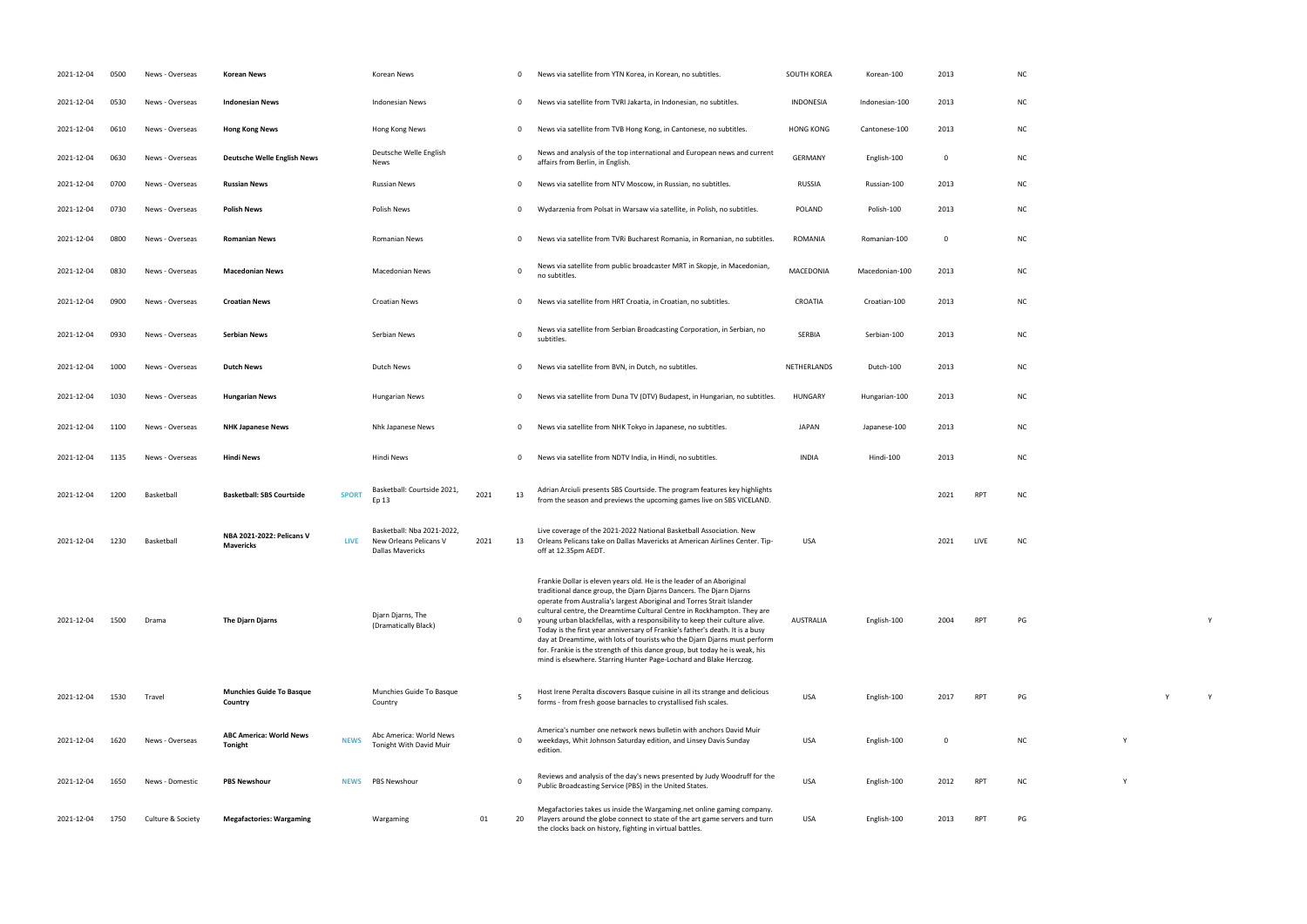| | | | | | | | | | | | | | | | | |
|---|---|---|---|---|---|---|---|---|---|---|---|---|---|---|---|---|
| 2021-12-04 | 0500 | News - Overseas | **Korean News** | | Korean News | | 0 | News via satellite from YTN Korea, in Korean, no subtitles. | SOUTH KOREA | Korean-100 | 2013 | | NC | | | |
| 2021-12-04 | 0530 | News - Overseas | **Indonesian News** | | Indonesian News | | 0 | News via satellite from TVRI Jakarta, in Indonesian, no subtitles. | INDONESIA | Indonesian-100 | 2013 | | NC | | | |
| 2021-12-04 | 0610 | News - Overseas | **Hong Kong News** | | Hong Kong News | | 0 | News via satellite from TVB Hong Kong, in Cantonese, no subtitles. | HONG KONG | Cantonese-100 | 2013 | | NC | | | |
| 2021-12-04 | 0630 | News - Overseas | **Deutsche Welle English News** | | Deutsche Welle English News | | 0 | News and analysis of the top international and European news and current affairs from Berlin, in English. | GERMANY | English-100 | 0 | | NC | | | |
| 2021-12-04 | 0700 | News - Overseas | **Russian News** | | Russian News | | 0 | News via satellite from NTV Moscow, in Russian, no subtitles. | RUSSIA | Russian-100 | 2013 | | NC | | | |
| 2021-12-04 | 0730 | News - Overseas | **Polish News** | | Polish News | | 0 | Wydarzenia from Polsat in Warsaw via satellite, in Polish, no subtitles. | POLAND | Polish-100 | 2013 | | NC | | | |
| 2021-12-04 | 0800 | News - Overseas | **Romanian News** | | Romanian News | | 0 | News via satellite from TVRi Bucharest Romania, in Romanian, no subtitles. | ROMANIA | Romanian-100 | 0 | | NC | | | |
| 2021-12-04 | 0830 | News - Overseas | **Macedonian News** | | Macedonian News | | 0 | News via satellite from public broadcaster MRT in Skopje, in Macedonian, no subtitles. | MACEDONIA | Macedonian-100 | 2013 | | NC | | | |
| 2021-12-04 | 0900 | News - Overseas | **Croatian News** | | Croatian News | | 0 | News via satellite from HRT Croatia, in Croatian, no subtitles. | CROATIA | Croatian-100 | 2013 | | NC | | | |
| 2021-12-04 | 0930 | News - Overseas | **Serbian News** | | Serbian News | | 0 | News via satellite from Serbian Broadcasting Corporation, in Serbian, no subtitles. | SERBIA | Serbian-100 | 2013 | | NC | | | |
| 2021-12-04 | 1000 | News - Overseas | **Dutch News** | | Dutch News | | 0 | News via satellite from BVN, in Dutch, no subtitles. | NETHERLANDS | Dutch-100 | 2013 | | NC | | | |
| 2021-12-04 | 1030 | News - Overseas | **Hungarian News** | | Hungarian News | | 0 | News via satellite from Duna TV (DTV) Budapest, in Hungarian, no subtitles. | HUNGARY | Hungarian-100 | 2013 | | NC | | | |
| 2021-12-04 | 1100 | News - Overseas | **NHK Japanese News** | | Nhk Japanese News | | 0 | News via satellite from NHK Tokyo in Japanese, no subtitles. | JAPAN | Japanese-100 | 2013 | | NC | | | |
| 2021-12-04 | 1135 | News - Overseas | **Hindi News** | | Hindi News | | 0 | News via satellite from NDTV India, in Hindi, no subtitles. | INDIA | Hindi-100 | 2013 | | NC | | | |
| 2021-12-04 | 1200 | Basketball | **Basketball: SBS Courtside** | SPORT | Basketball: Courtside 2021, Ep 13 | 2021 | 13 | Adrian Arciuli presents SBS Courtside. The program features key highlights from the season and previews the upcoming games live on SBS VICELAND. | | | 2021 | RPT | NC | | | |
| 2021-12-04 | 1230 | Basketball | **NBA 2021-2022: Pelicans V Mavericks** | LIVE | Basketball: Nba 2021-2022, New Orleans Pelicans V Dallas Mavericks | 2021 | 13 | Live coverage of the 2021-2022 National Basketball Association. New Orleans Pelicans take on Dallas Mavericks at American Airlines Center. Tip-off at 12.35pm AEDT. | USA | | 2021 | LIVE | NC | | | |
| 2021-12-04 | 1500 | Drama | **The Djarn Djarns** | | Djarn Djarns, The (Dramatically Black) | | 0 | Frankie Dollar is eleven years old. He is the leader of an Aboriginal traditional dance group, the Djarn Djarns Dancers. The Djarn Djarns operate from Australia's largest Aboriginal and Torres Strait Islander cultural centre, the Dreamtime Cultural Centre in Rockhampton. They are young urban blackfellas, with a responsibility to keep their culture alive. Today is the first year anniversary of Frankie's father's death. It is a busy day at Dreamtime, with lots of tourists who the Djarn Djarns must perform for. Frankie is the strength of this dance group, but today he is weak, his mind is elsewhere. Starring Hunter Page-Lochard and Blake Herczog. | AUSTRALIA | English-100 | 2004 | RPT | PG | | | Y |
| 2021-12-04 | 1530 | Travel | **Munchies Guide To Basque Country** | | Munchies Guide To Basque Country | | 5 | Host Irene Peralta discovers Basque cuisine in all its strange and delicious forms - from fresh goose barnacles to crystallised fish scales. | USA | English-100 | 2017 | RPT | PG | | Y | Y |
| 2021-12-04 | 1620 | News - Overseas | **ABC America: World News Tonight** | NEWS | Abc America: World News Tonight With David Muir | | 0 | America's number one network news bulletin with anchors David Muir weekdays, Whit Johnson Saturday edition, and Linsey Davis Sunday edition. | USA | English-100 | 0 | | NC | Y | | |
| 2021-12-04 | 1650 | News - Domestic | **PBS Newshour** | NEWS | PBS Newshour | | 0 | Reviews and analysis of the day's news presented by Judy Woodruff for the Public Broadcasting Service (PBS) in the United States. | USA | English-100 | 2012 | RPT | NC | Y | | |
| 2021-12-04 | 1750 | Culture & Society | **Megafactories: Wargaming** | | Wargaming | 01 | 20 | Megafactories takes us inside the Wargaming.net online gaming company. Players around the globe connect to state of the art game servers and turn the clocks back on history, fighting in virtual battles. | USA | English-100 | 2013 | RPT | PG | | | |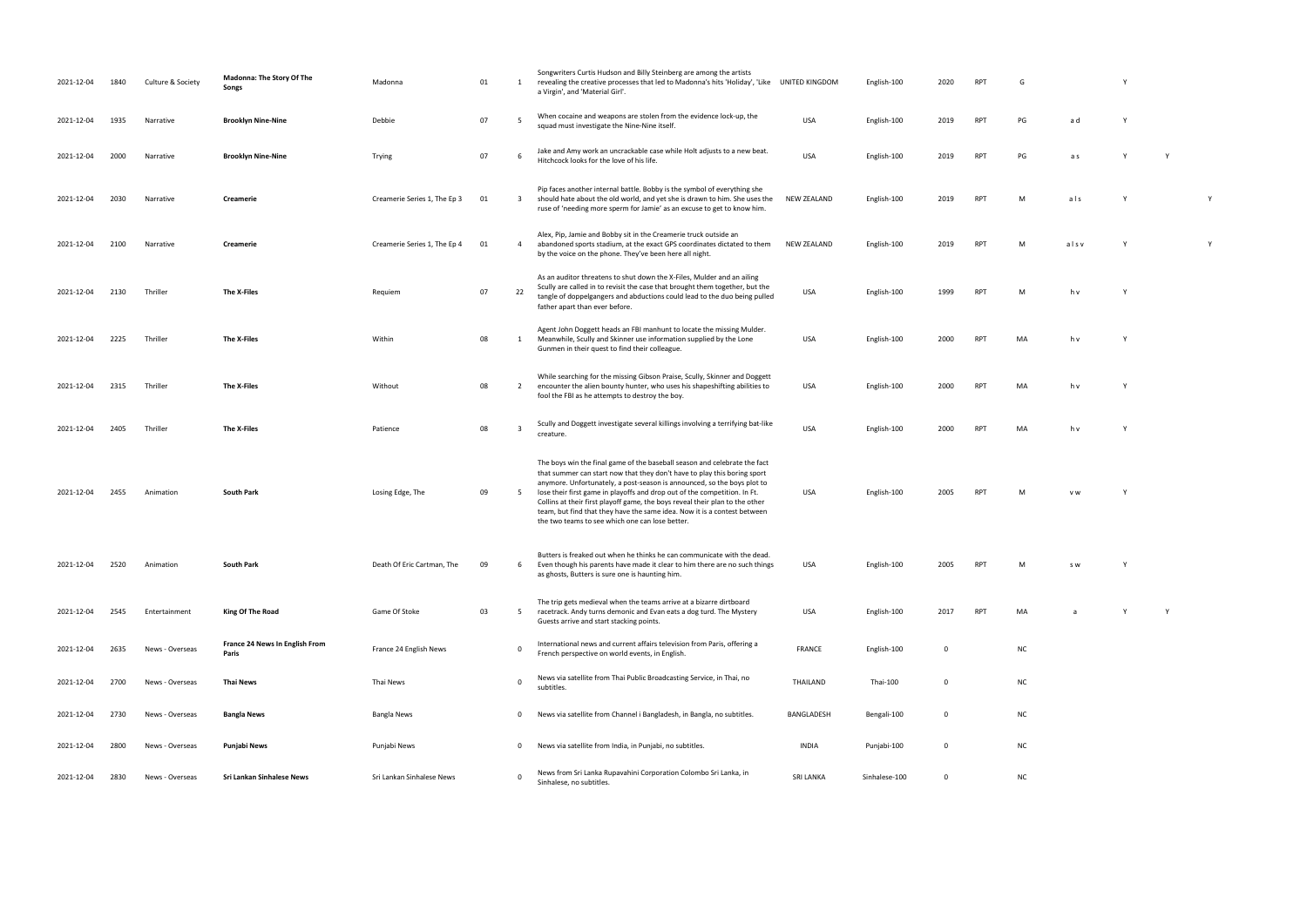| | | | | | | | | | | | | | | | | |
|---|---|---|---|---|---|---|---|---|---|---|---|---|---|---|---|---|
| 2021-12-04 | 1840 | Culture & Society | **Madonna: The Story Of The Songs** | Madonna | 01 | 1 | Songwriters Curtis Hudson and Billy Steinberg are among the artists revealing the creative processes that led to Madonna's hits 'Holiday', 'Like a Virgin', and 'Material Girl'. | UNITED KINGDOM | English-100 | 2020 | RPT | G | | Y | | |
| 2021-12-04 | 1935 | Narrative | **Brooklyn Nine-Nine** | Debbie | 07 | 5 | When cocaine and weapons are stolen from the evidence lock-up, the squad must investigate the Nine-Nine itself. | USA | English-100 | 2019 | RPT | PG | a d | Y | | |
| 2021-12-04 | 2000 | Narrative | **Brooklyn Nine-Nine** | Trying | 07 | 6 | Jake and Amy work an uncrackable case while Holt adjusts to a new beat. Hitchcock looks for the love of his life. | USA | English-100 | 2019 | RPT | PG | a s | Y | Y | |
| 2021-12-04 | 2030 | Narrative | **Creamerie** | Creamerie Series 1, The Ep 3 | 01 | 3 | Pip faces another internal battle. Bobby is the symbol of everything she should hate about the old world, and yet she is drawn to him. She uses the ruse of 'needing more sperm for Jamie' as an excuse to get to know him. | NEW ZEALAND | English-100 | 2019 | RPT | M | a l s | Y | | Y |
| 2021-12-04 | 2100 | Narrative | **Creamerie** | Creamerie Series 1, The Ep 4 | 01 | 4 | Alex, Pip, Jamie and Bobby sit in the Creamerie truck outside an abandoned sports stadium, at the exact GPS coordinates dictated to them by the voice on the phone. They've been here all night. | NEW ZEALAND | English-100 | 2019 | RPT | M | a l s v | Y | | Y |
| 2021-12-04 | 2130 | Thriller | **The X-Files** | Requiem | 07 | 22 | As an auditor threatens to shut down the X-Files, Mulder and an ailing Scully are called in to revisit the case that brought them together, but the tangle of doppelgangers and abductions could lead to the duo being pulled father apart than ever before. | USA | English-100 | 1999 | RPT | M | h v | Y | | |
| 2021-12-04 | 2225 | Thriller | **The X-Files** | Within | 08 | 1 | Agent John Doggett heads an FBI manhunt to locate the missing Mulder. Meanwhile, Scully and Skinner use information supplied by the Lone Gunmen in their quest to find their colleague. | USA | English-100 | 2000 | RPT | MA | h v | Y | | |
| 2021-12-04 | 2315 | Thriller | **The X-Files** | Without | 08 | 2 | While searching for the missing Gibson Praise, Scully, Skinner and Doggett encounter the alien bounty hunter, who uses his shapeshifting abilities to fool the FBI as he attempts to destroy the boy. | USA | English-100 | 2000 | RPT | MA | h v | Y | | |
| 2021-12-04 | 2405 | Thriller | **The X-Files** | Patience | 08 | 3 | Scully and Doggett investigate several killings involving a terrifying bat-like creature. | USA | English-100 | 2000 | RPT | MA | h v | Y | | |
| 2021-12-04 | 2455 | Animation | **South Park** | Losing Edge, The | 09 | 5 | The boys win the final game of the baseball season and celebrate the fact that summer can start now that they don't have to play this boring sport anymore. Unfortunately, a post-season is announced, so the boys plot to lose their first game in playoffs and drop out of the competition. In Ft. Collins at their first playoff game, the boys reveal their plan to the other team, but find that they have the same idea. Now it is a contest between the two teams to see which one can lose better. | USA | English-100 | 2005 | RPT | M | v w | Y | | |
| 2021-12-04 | 2520 | Animation | **South Park** | Death Of Eric Cartman, The | 09 | 6 | Butters is freaked out when he thinks he can communicate with the dead. Even though his parents have made it clear to him there are no such things as ghosts, Butters is sure one is haunting him. | USA | English-100 | 2005 | RPT | M | s w | Y | | |
| 2021-12-04 | 2545 | Entertainment | **King Of The Road** | Game Of Stoke | 03 | 5 | The trip gets medieval when the teams arrive at a bizarre dirtboard racetrack. Andy turns demonic and Evan eats a dog turd. The Mystery Guests arrive and start stacking points. | USA | English-100 | 2017 | RPT | MA | a | Y | Y | |
| 2021-12-04 | 2635 | News - Overseas | **France 24 News In English From Paris** | France 24 English News | | 0 | International news and current affairs television from Paris, offering a French perspective on world events, in English. | FRANCE | English-100 | 0 | | NC | | | | |
| 2021-12-04 | 2700 | News - Overseas | **Thai News** | Thai News | | 0 | News via satellite from Thai Public Broadcasting Service, in Thai, no subtitles. | THAILAND | Thai-100 | 0 | | NC | | | | |
| 2021-12-04 | 2730 | News - Overseas | **Bangla News** | Bangla News | | 0 | News via satellite from Channel i Bangladesh, in Bangla, no subtitles. | BANGLADESH | Bengali-100 | 0 | | NC | | | | |
| 2021-12-04 | 2800 | News - Overseas | **Punjabi News** | Punjabi News | | 0 | News via satellite from India, in Punjabi, no subtitles. | INDIA | Punjabi-100 | 0 | | NC | | | | |
| 2021-12-04 | 2830 | News - Overseas | **Sri Lankan Sinhalese News** | Sri Lankan Sinhalese News | | 0 | News from Sri Lanka Rupavahini Corporation Colombo Sri Lanka, in Sinhalese, no subtitles. | SRI LANKA | Sinhalese-100 | 0 | | NC | | | | |